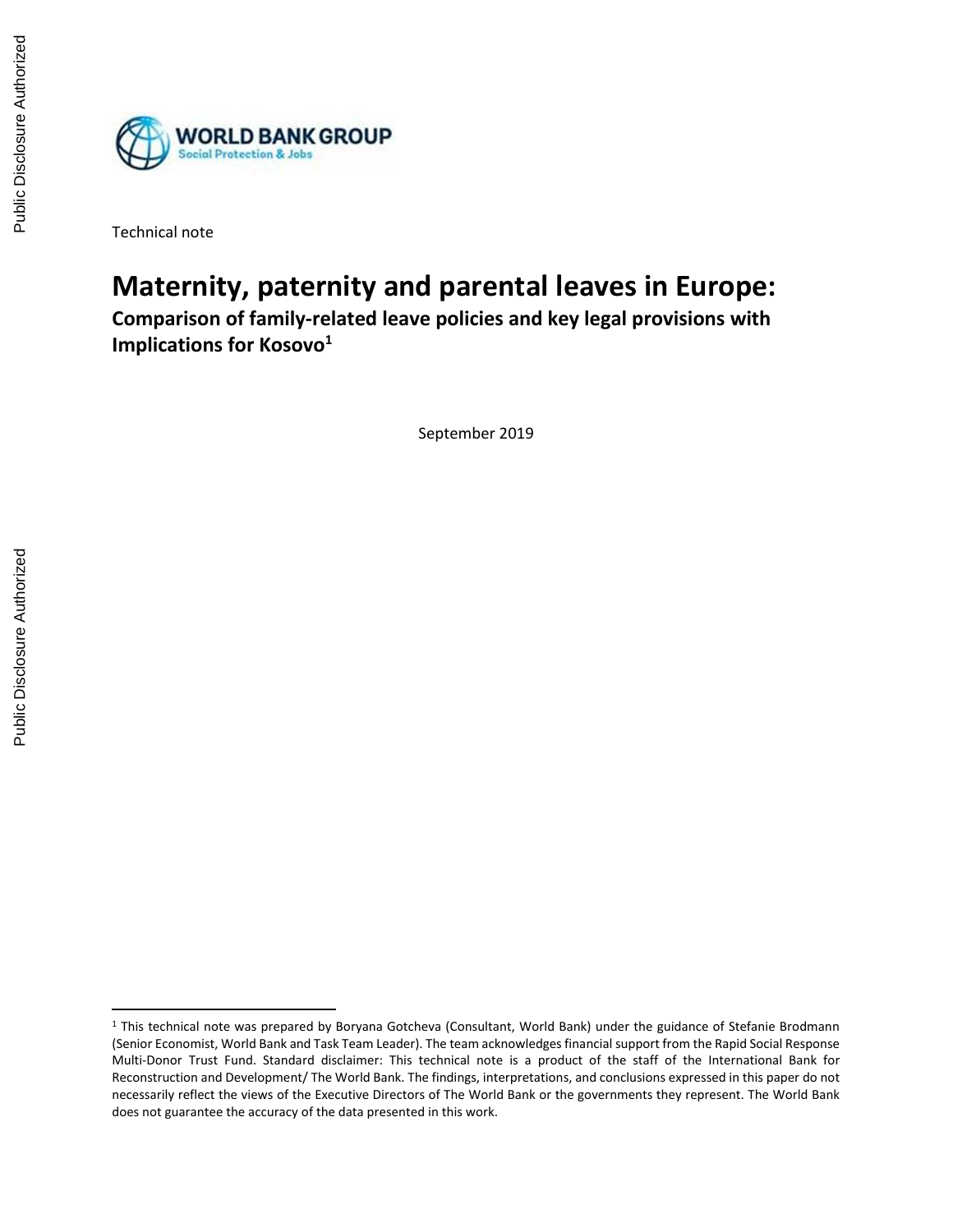Technical note

# Maternity, paternity and parental leaves in Europe:

## Comparison of family-related leave policies and key legal provisions with Implications for Kosovo[1]

September 2019

[1] This technical note was prepared by Boryana Gotcheva (Consultant, World Bank) under the guidance of Stefanie Brodmann (Senior Economist, World Bank and Task Team Leader). The team acknowledges financial support from the Rapid Social Response Multi-Donor Trust Fund. Standard disclaimer: This technical note is a product of the staff of the International Bank for Reconstruction and Development/ The World Bank. The findings, interpretations, and conclusions expressed in this paper do not necessarily reflect the views of the Executive Directors of The World Bank or the governments they represent. The World Bank does not guarantee the accuracy of the data presented in this work.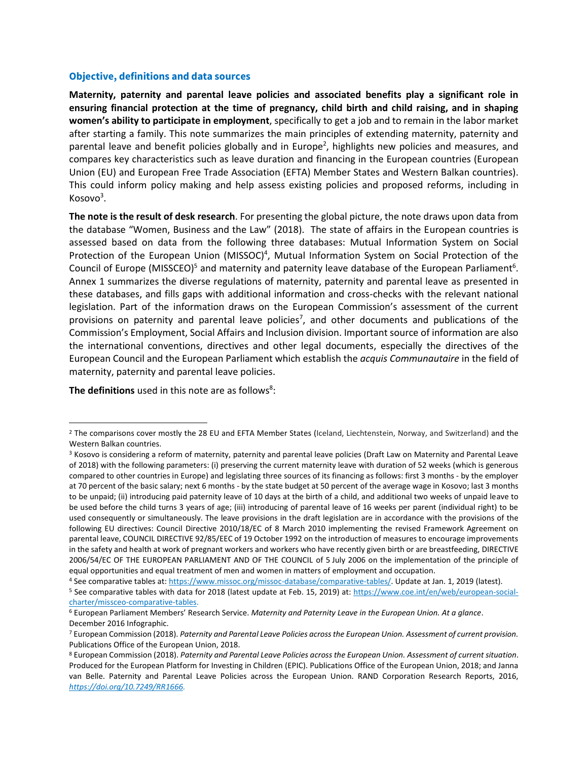### Objective, definitions and data sources

**Maternity, paternity and parental leave policies and associated benefits play a significant role in ensuring financial protection at the time of pregnancy, child birth and child raising, and in shaping women's ability to participate in employment**, specifically to get a job and to remain in the labor market after starting a family. This note summarizes the main principles of extending maternity, paternity and parental leave and benefit policies globally and in Europe[2], highlights new policies and measures, and compares key characteristics such as leave duration and financing in the European countries (European Union (EU) and European Free Trade Association (EFTA) Member States and Western Balkan countries). This could inform policy making and help assess existing policies and proposed reforms, including in Kosovo[3].

**The note is the result of desk research**. For presenting the global picture, the note draws upon data from the database "Women, Business and the Law" (2018). The state of affairs in the European countries is assessed based on data from the following three databases: Mutual Information System on Social Protection of the European Union (MISSOC)[4], Mutual Information System on Social Protection of the Council of Europe (MISSCEO)[5] and maternity and paternity leave database of the European Parliament[6]. Annex 1 summarizes the diverse regulations of maternity, paternity and parental leave as presented in these databases, and fills gaps with additional information and cross-checks with the relevant national legislation. Part of the information draws on the European Commission's assessment of the current provisions on paternity and parental leave policies[7], and other documents and publications of the Commission's Employment, Social Affairs and Inclusion division. Important source of information are also the international conventions, directives and other legal documents, especially the directives of the European Council and the European Parliament which establish the *acquis Communautaire* in the field of maternity, paternity and parental leave policies.

**The definitions** used in this note are as follows[8]:

---

[2] The comparisons cover mostly the 28 EU and EFTA Member States (Iceland, Liechtenstein, Norway, and Switzerland) and the Western Balkan countries.

[3] Kosovo is considering a reform of maternity, paternity and parental leave policies (Draft Law on Maternity and Parental Leave of 2018) with the following parameters: (i) preserving the current maternity leave with duration of 52 weeks (which is generous compared to other countries in Europe) and legislating three sources of its financing as follows: first 3 months - by the employer at 70 percent of the basic salary; next 6 months - by the state budget at 50 percent of the average wage in Kosovo; last 3 months to be unpaid; (ii) introducing paid paternity leave of 10 days at the birth of a child, and additional two weeks of unpaid leave to be used before the child turns 3 years of age; (iii) introducing of parental leave of 16 weeks per parent (individual right) to be used consequently or simultaneously. The leave provisions in the draft legislation are in accordance with the provisions of the following EU directives: Council Directive 2010/18/EC of 8 March 2010 implementing the revised Framework Agreement on parental leave, COUNCIL DIRECTIVE 92/85/EEC of 19 October 1992 on the introduction of measures to encourage improvements in the safety and health at work of pregnant workers and workers who have recently given birth or are breastfeeding, DIRECTIVE 2006/54/EC OF THE EUROPEAN PARLIAMENT AND OF THE COUNCIL of 5 July 2006 on the implementation of the principle of equal opportunities and equal treatment of men and women in matters of employment and occupation.

[4] See comparative tables at: https://www.missoc.org/missoc-database/comparative-tables/. Update at Jan. 1, 2019 (latest).

[5] See comparative tables with data for 2018 (latest update at Feb. 15, 2019) at: https://www.coe.int/en/web/european-social-charter/missceo-comparative-tables.

[6] European Parliament Members' Research Service. *Maternity and Paternity Leave in the European Union. At a glance*. December 2016 Infographic.

[7] European Commission (2018). *Paternity and Parental Leave Policies across the European Union. Assessment of current provision.* Publications Office of the European Union, 2018.

[8] European Commission (2018). *Paternity and Parental Leave Policies across the European Union. Assessment of current situation*. Produced for the European Platform for Investing in Children (EPIC). Publications Office of the European Union, 2018; and Janna van Belle. Paternity and Parental Leave Policies across the European Union. RAND Corporation Research Reports, 2016, *https://doi.org/10.7249/RR1666.*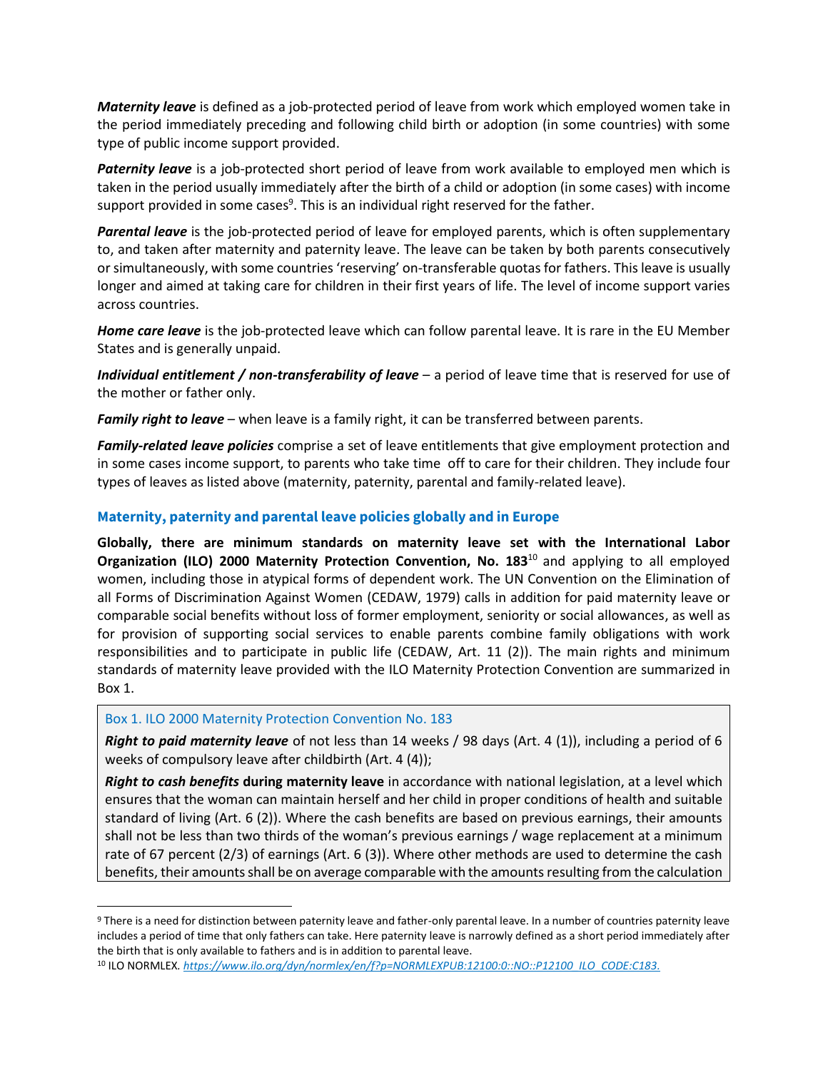***Maternity leave*** is defined as a job-protected period of leave from work which employed women take in the period immediately preceding and following child birth or adoption (in some countries) with some type of public income support provided.

***Paternity leave*** is a job-protected short period of leave from work available to employed men which is taken in the period usually immediately after the birth of a child or adoption (in some cases) with income support provided in some cases[9]. This is an individual right reserved for the father.

***Parental leave*** is the job-protected period of leave for employed parents, which is often supplementary to, and taken after maternity and paternity leave. The leave can be taken by both parents consecutively or simultaneously, with some countries 'reserving' on-transferable quotas for fathers. This leave is usually longer and aimed at taking care for children in their first years of life. The level of income support varies across countries.

***Home care leave*** is the job-protected leave which can follow parental leave. It is rare in the EU Member States and is generally unpaid.

***Individual entitlement / non-transferability of leave*** – a period of leave time that is reserved for use of the mother or father only.

***Family right to leave*** – when leave is a family right, it can be transferred between parents.

***Family-related leave policies*** comprise a set of leave entitlements that give employment protection and in some cases income support, to parents who take time off to care for their children. They include four types of leaves as listed above (maternity, paternity, parental and family-related leave).

## Maternity, paternity and parental leave policies globally and in Europe

**Globally, there are minimum standards on maternity leave set with the International Labor Organization (ILO) 2000 Maternity Protection Convention, No. 183**[10] and applying to all employed women, including those in atypical forms of dependent work. The UN Convention on the Elimination of all Forms of Discrimination Against Women (CEDAW, 1979) calls in addition for paid maternity leave or comparable social benefits without loss of former employment, seniority or social allowances, as well as for provision of supporting social services to enable parents combine family obligations with work responsibilities and to participate in public life (CEDAW, Art. 11 (2)). The main rights and minimum standards of maternity leave provided with the ILO Maternity Protection Convention are summarized in Box 1.

> Box 1. ILO 2000 Maternity Protection Convention No. 183
>
> ***Right to paid maternity leave*** of not less than 14 weeks / 98 days (Art. 4 (1)), including a period of 6 weeks of compulsory leave after childbirth (Art. 4 (4));
>
> ***Right to cash benefits*** **during maternity leave** in accordance with national legislation, at a level which ensures that the woman can maintain herself and her child in proper conditions of health and suitable standard of living (Art. 6 (2)). Where the cash benefits are based on previous earnings, their amounts shall not be less than two thirds of the woman's previous earnings / wage replacement at a minimum rate of 67 percent (2/3) of earnings (Art. 6 (3)). Where other methods are used to determine the cash benefits, their amounts shall be on average comparable with the amounts resulting from the calculation

[9] There is a need for distinction between paternity leave and father-only parental leave. In a number of countries paternity leave includes a period of time that only fathers can take. Here paternity leave is narrowly defined as a short period immediately after the birth that is only available to fathers and is in addition to parental leave.

[10] ILO NORMLEX. *https://www.ilo.org/dyn/normlex/en/f?p=NORMLEXPUB:12100:0::NO::P12100_ILO_CODE:C183.*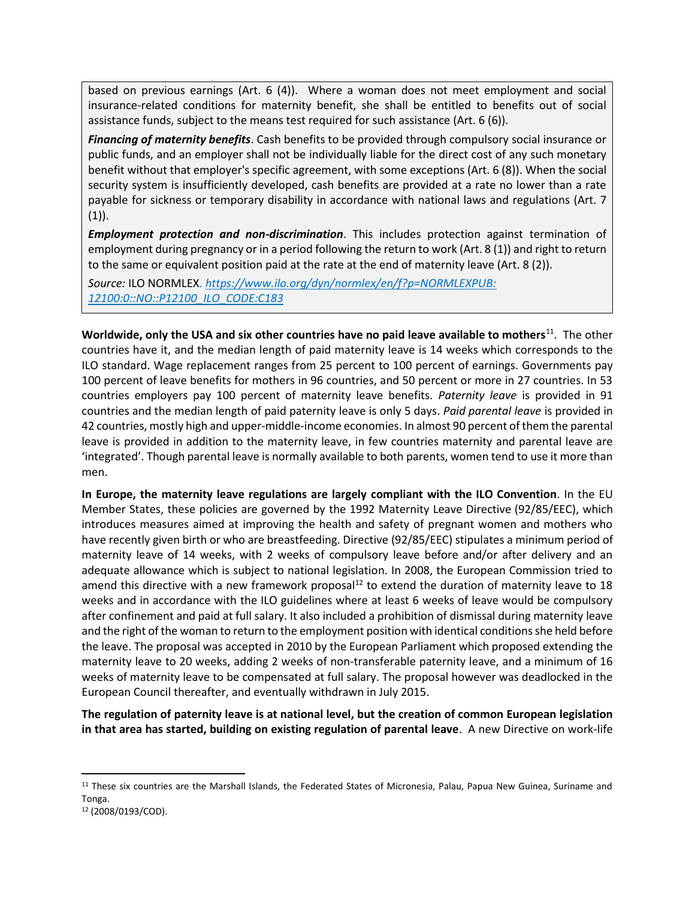based on previous earnings (Art. 6 (4)). Where a woman does not meet employment and social insurance-related conditions for maternity benefit, she shall be entitled to benefits out of social assistance funds, subject to the means test required for such assistance (Art. 6 (6)).

***Financing of maternity benefits***. Cash benefits to be provided through compulsory social insurance or public funds, and an employer shall not be individually liable for the direct cost of any such monetary benefit without that employer's specific agreement, with some exceptions (Art. 6 (8)). When the social security system is insufficiently developed, cash benefits are provided at a rate no lower than a rate payable for sickness or temporary disability in accordance with national laws and regulations (Art. 7 (1)).

***Employment protection and non-discrimination***. This includes protection against termination of employment during pregnancy or in a period following the return to work (Art. 8 (1)) and right to return to the same or equivalent position paid at the rate at the end of maternity leave (Art. 8 (2)).

*Source:* ILO NORMLEX. [https://www.ilo.org/dyn/normlex/en/f?p=NORMLEXPUB:12100:0::NO::P12100_ILO_CODE:C183](https://www.ilo.org/dyn/normlex/en/f?p=NORMLEXPUB:12100:0::NO::P12100_ILO_CODE:C183)

**Worldwide, only the USA and six other countries have no paid leave available to mothers**[11]. The other countries have it, and the median length of paid maternity leave is 14 weeks which corresponds to the ILO standard. Wage replacement ranges from 25 percent to 100 percent of earnings. Governments pay 100 percent of leave benefits for mothers in 96 countries, and 50 percent or more in 27 countries. In 53 countries employers pay 100 percent of maternity leave benefits. *Paternity leave* is provided in 91 countries and the median length of paid paternity leave is only 5 days. *Paid parental leave* is provided in 42 countries, mostly high and upper-middle-income economies. In almost 90 percent of them the parental leave is provided in addition to the maternity leave, in few countries maternity and parental leave are 'integrated'. Though parental leave is normally available to both parents, women tend to use it more than men.

**In Europe, the maternity leave regulations are largely compliant with the ILO Convention**. In the EU Member States, these policies are governed by the 1992 Maternity Leave Directive (92/85/EEC), which introduces measures aimed at improving the health and safety of pregnant women and mothers who have recently given birth or who are breastfeeding. Directive (92/85/EEC) stipulates a minimum period of maternity leave of 14 weeks, with 2 weeks of compulsory leave before and/or after delivery and an adequate allowance which is subject to national legislation. In 2008, the European Commission tried to amend this directive with a new framework proposal[12] to extend the duration of maternity leave to 18 weeks and in accordance with the ILO guidelines where at least 6 weeks of leave would be compulsory after confinement and paid at full salary. It also included a prohibition of dismissal during maternity leave and the right of the woman to return to the employment position with identical conditions she held before the leave. The proposal was accepted in 2010 by the European Parliament which proposed extending the maternity leave to 20 weeks, adding 2 weeks of non-transferable paternity leave, and a minimum of 16 weeks of maternity leave to be compensated at full salary. The proposal however was deadlocked in the European Council thereafter, and eventually withdrawn in July 2015.

**The regulation of paternity leave is at national level, but the creation of common European legislation in that area has started, building on existing regulation of parental leave**. A new Directive on work-life

[11] These six countries are the Marshall Islands, the Federated States of Micronesia, Palau, Papua New Guinea, Suriname and Tonga.

[12] (2008/0193/COD).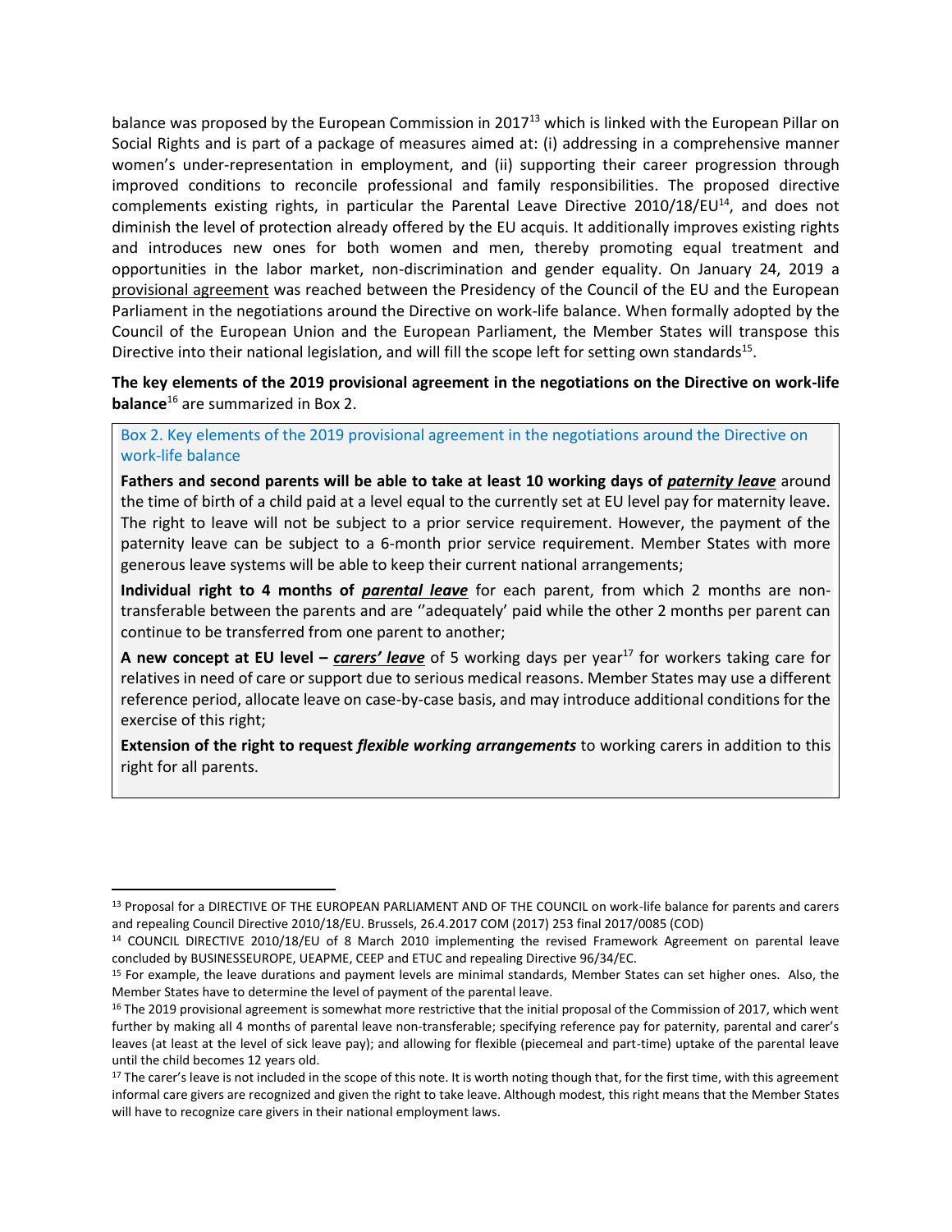balance was proposed by the European Commission in 2017[13] which is linked with the European Pillar on Social Rights and is part of a package of measures aimed at: (i) addressing in a comprehensive manner women's under-representation in employment, and (ii) supporting their career progression through improved conditions to reconcile professional and family responsibilities. The proposed directive complements existing rights, in particular the Parental Leave Directive 2010/18/EU[14], and does not diminish the level of protection already offered by the EU acquis. It additionally improves existing rights and introduces new ones for both women and men, thereby promoting equal treatment and opportunities in the labor market, non-discrimination and gender equality. On January 24, 2019 a provisional agreement was reached between the Presidency of the Council of the EU and the European Parliament in the negotiations around the Directive on work-life balance. When formally adopted by the Council of the European Union and the European Parliament, the Member States will transpose this Directive into their national legislation, and will fill the scope left for setting own standards[15].

**The key elements of the 2019 provisional agreement in the negotiations on the Directive on work-life balance**[16] are summarized in Box 2.

> Box 2. Key elements of the 2019 provisional agreement in the negotiations around the Directive on work-life balance
>
> **Fathers and second parents will be able to take at least 10 working days of *paternity leave*** around the time of birth of a child paid at a level equal to the currently set at EU level pay for maternity leave. The right to leave will not be subject to a prior service requirement. However, the payment of the paternity leave can be subject to a 6-month prior service requirement. Member States with more generous leave systems will be able to keep their current national arrangements;
>
> **Individual right to 4 months of *parental leave*** for each parent, from which 2 months are non-transferable between the parents and are ''adequately' paid while the other 2 months per parent can continue to be transferred from one parent to another;
>
> **A new concept at EU level – *carers' leave*** of 5 working days per year[17] for workers taking care for relatives in need of care or support due to serious medical reasons. Member States may use a different reference period, allocate leave on case-by-case basis, and may introduce additional conditions for the exercise of this right;
>
> **Extension of the right to request *flexible working arrangements*** to working carers in addition to this right for all parents.

---

[13] Proposal for a DIRECTIVE OF THE EUROPEAN PARLIAMENT AND OF THE COUNCIL on work-life balance for parents and carers and repealing Council Directive 2010/18/EU. Brussels, 26.4.2017 COM (2017) 253 final 2017/0085 (COD)

[14] COUNCIL DIRECTIVE 2010/18/EU of 8 March 2010 implementing the revised Framework Agreement on parental leave concluded by BUSINESSEUROPE, UEAPME, CEEP and ETUC and repealing Directive 96/34/EC.

[15] For example, the leave durations and payment levels are minimal standards, Member States can set higher ones. Also, the Member States have to determine the level of payment of the parental leave.

[16] The 2019 provisional agreement is somewhat more restrictive that the initial proposal of the Commission of 2017, which went further by making all 4 months of parental leave non-transferable; specifying reference pay for paternity, parental and carer's leaves (at least at the level of sick leave pay); and allowing for flexible (piecemeal and part-time) uptake of the parental leave until the child becomes 12 years old.

[17] The carer's leave is not included in the scope of this note. It is worth noting though that, for the first time, with this agreement informal care givers are recognized and given the right to take leave. Although modest, this right means that the Member States will have to recognize care givers in their national employment laws.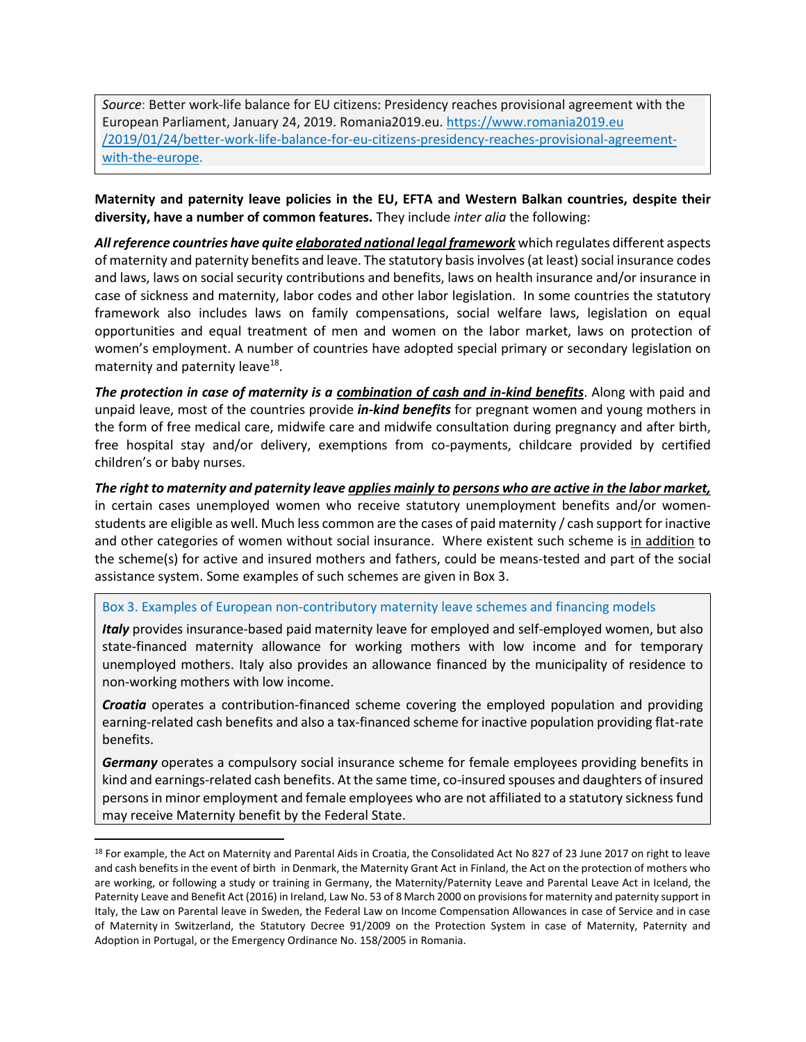*Source*: Better work-life balance for EU citizens: Presidency reaches provisional agreement with the European Parliament, January 24, 2019. Romania2019.eu. https://www.romania2019.eu/2019/01/24/better-work-life-balance-for-eu-citizens-presidency-reaches-provisional-agreement-with-the-europe.

**Maternity and paternity leave policies in the EU, EFTA and Western Balkan countries, despite their diversity, have a number of common features.** They include *inter alia* the following:

***All reference countries have quite elaborated national legal framework*** which regulates different aspects of maternity and paternity benefits and leave. The statutory basis involves (at least) social insurance codes and laws, laws on social security contributions and benefits, laws on health insurance and/or insurance in case of sickness and maternity, labor codes and other labor legislation. In some countries the statutory framework also includes laws on family compensations, social welfare laws, legislation on equal opportunities and equal treatment of men and women on the labor market, laws on protection of women's employment. A number of countries have adopted special primary or secondary legislation on maternity and paternity leave[18].

***The protection in case of maternity is a combination of cash and in-kind benefits***. Along with paid and unpaid leave, most of the countries provide ***in-kind benefits*** for pregnant women and young mothers in the form of free medical care, midwife care and midwife consultation during pregnancy and after birth, free hospital stay and/or delivery, exemptions from co-payments, childcare provided by certified children's or baby nurses.

***The right to maternity and paternity leave applies mainly to persons who are active in the labor market,*** in certain cases unemployed women who receive statutory unemployment benefits and/or women-students are eligible as well. Much less common are the cases of paid maternity / cash support for inactive and other categories of women without social insurance. Where existent such scheme is in addition to the scheme(s) for active and insured mothers and fathers, could be means-tested and part of the social assistance system. Some examples of such schemes are given in Box 3.

> Box 3. Examples of European non-contributory maternity leave schemes and financing models
>
> ***Italy*** provides insurance-based paid maternity leave for employed and self-employed women, but also state-financed maternity allowance for working mothers with low income and for temporary unemployed mothers. Italy also provides an allowance financed by the municipality of residence to non-working mothers with low income.
>
> ***Croatia*** operates a contribution-financed scheme covering the employed population and providing earning-related cash benefits and also a tax-financed scheme for inactive population providing flat-rate benefits.
>
> ***Germany*** operates a compulsory social insurance scheme for female employees providing benefits in kind and earnings-related cash benefits. At the same time, co-insured spouses and daughters of insured persons in minor employment and female employees who are not affiliated to a statutory sickness fund may receive Maternity benefit by the Federal State.

---

[18] For example, the Act on Maternity and Parental Aids in Croatia, the Consolidated Act No 827 of 23 June 2017 on right to leave and cash benefits in the event of birth in Denmark, the Maternity Grant Act in Finland, the Act on the protection of mothers who are working, or following a study or training in Germany, the Maternity/Paternity Leave and Parental Leave Act in Iceland, the Paternity Leave and Benefit Act (2016) in Ireland, Law No. 53 of 8 March 2000 on provisions for maternity and paternity support in Italy, the Law on Parental leave in Sweden, the Federal Law on Income Compensation Allowances in case of Service and in case of Maternity in Switzerland, the Statutory Decree 91/2009 on the Protection System in case of Maternity, Paternity and Adoption in Portugal, or the Emergency Ordinance No. 158/2005 in Romania.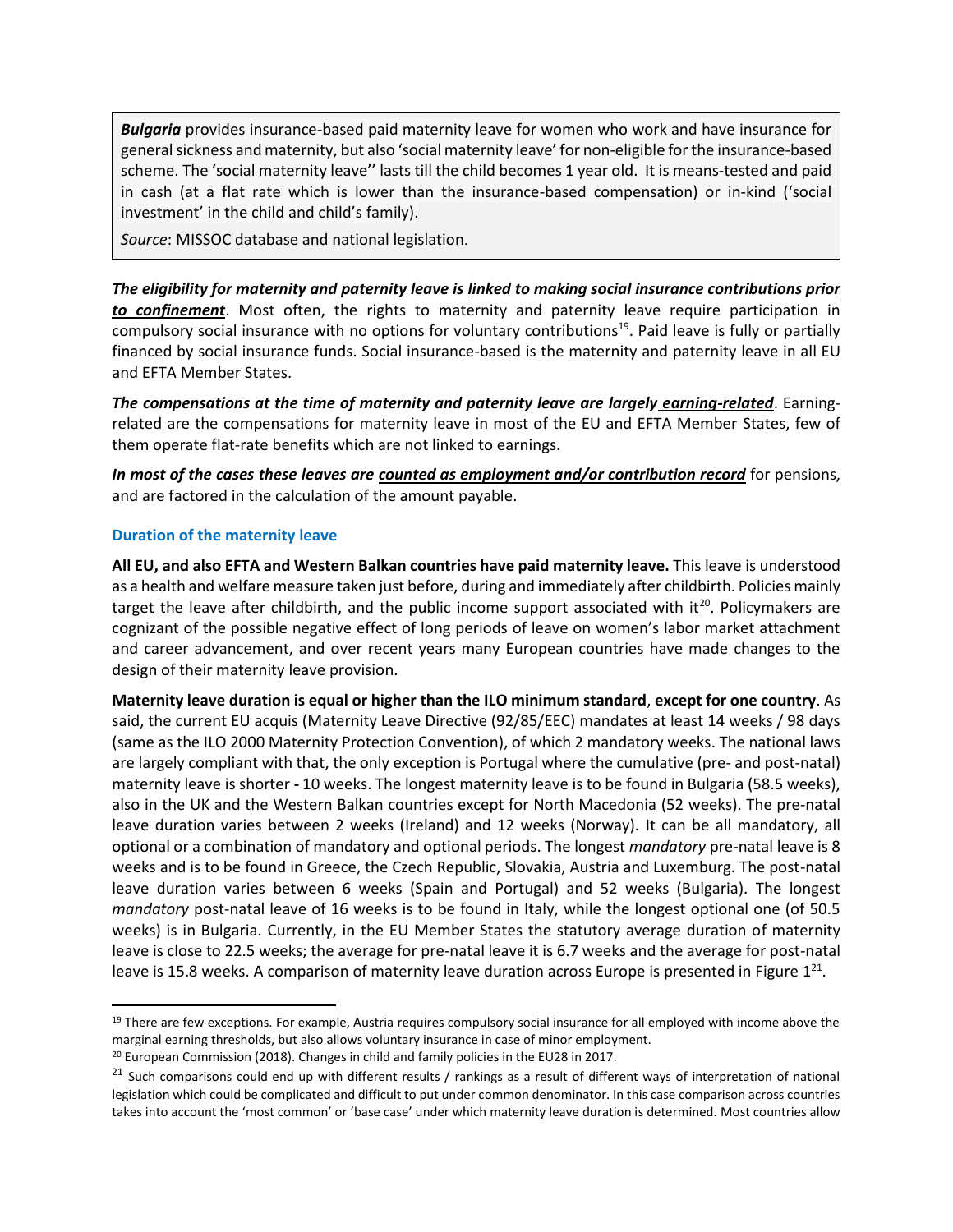> ***Bulgaria*** provides insurance-based paid maternity leave for women who work and have insurance for general sickness and maternity, but also 'social maternity leave' for non-eligible for the insurance-based scheme. The 'social maternity leave'' lasts till the child becomes 1 year old. It is means-tested and paid in cash (at a flat rate which is lower than the insurance-based compensation) or in-kind ('social investment' in the child and child's family).
>
> *Source*: MISSOC database and national legislation.

***The eligibility for maternity and paternity leave is <u>linked to making social insurance contributions prior to confinement</u>***. Most often, the rights to maternity and paternity leave require participation in compulsory social insurance with no options for voluntary contributions[19]. Paid leave is fully or partially financed by social insurance funds. Social insurance-based is the maternity and paternity leave in all EU and EFTA Member States.

***The compensations at the time of maternity and paternity leave are largely <u>earning-related</u>***. Earning-related are the compensations for maternity leave in most of the EU and EFTA Member States, few of them operate flat-rate benefits which are not linked to earnings.

***In most of the cases these leaves are <u>counted as employment and/or contribution record</u>*** for pensions, and are factored in the calculation of the amount payable.

### Duration of the maternity leave

**All EU, and also EFTA and Western Balkan countries have paid maternity leave.** This leave is understood as a health and welfare measure taken just before, during and immediately after childbirth. Policies mainly target the leave after childbirth, and the public income support associated with it[20]. Policymakers are cognizant of the possible negative effect of long periods of leave on women's labor market attachment and career advancement, and over recent years many European countries have made changes to the design of their maternity leave provision.

**Maternity leave duration is equal or higher than the ILO minimum standard**, **except for one country**. As said, the current EU acquis (Maternity Leave Directive (92/85/EEC) mandates at least 14 weeks / 98 days (same as the ILO 2000 Maternity Protection Convention), of which 2 mandatory weeks. The national laws are largely compliant with that, the only exception is Portugal where the cumulative (pre- and post-natal) maternity leave is shorter **-** 10 weeks. The longest maternity leave is to be found in Bulgaria (58.5 weeks), also in the UK and the Western Balkan countries except for North Macedonia (52 weeks). The pre-natal leave duration varies between 2 weeks (Ireland) and 12 weeks (Norway). It can be all mandatory, all optional or a combination of mandatory and optional periods. The longest *mandatory* pre-natal leave is 8 weeks and is to be found in Greece, the Czech Republic, Slovakia, Austria and Luxemburg. The post-natal leave duration varies between 6 weeks (Spain and Portugal) and 52 weeks (Bulgaria). The longest *mandatory* post-natal leave of 16 weeks is to be found in Italy, while the longest optional one (of 50.5 weeks) is in Bulgaria. Currently, in the EU Member States the statutory average duration of maternity leave is close to 22.5 weeks; the average for pre-natal leave it is 6.7 weeks and the average for post-natal leave is 15.8 weeks. A comparison of maternity leave duration across Europe is presented in Figure 1[21].

---

[19] There are few exceptions. For example, Austria requires compulsory social insurance for all employed with income above the marginal earning thresholds, but also allows voluntary insurance in case of minor employment.

[20] European Commission (2018). Changes in child and family policies in the EU28 in 2017.

[21] Such comparisons could end up with different results / rankings as a result of different ways of interpretation of national legislation which could be complicated and difficult to put under common denominator. In this case comparison across countries takes into account the 'most common' or 'base case' under which maternity leave duration is determined. Most countries allow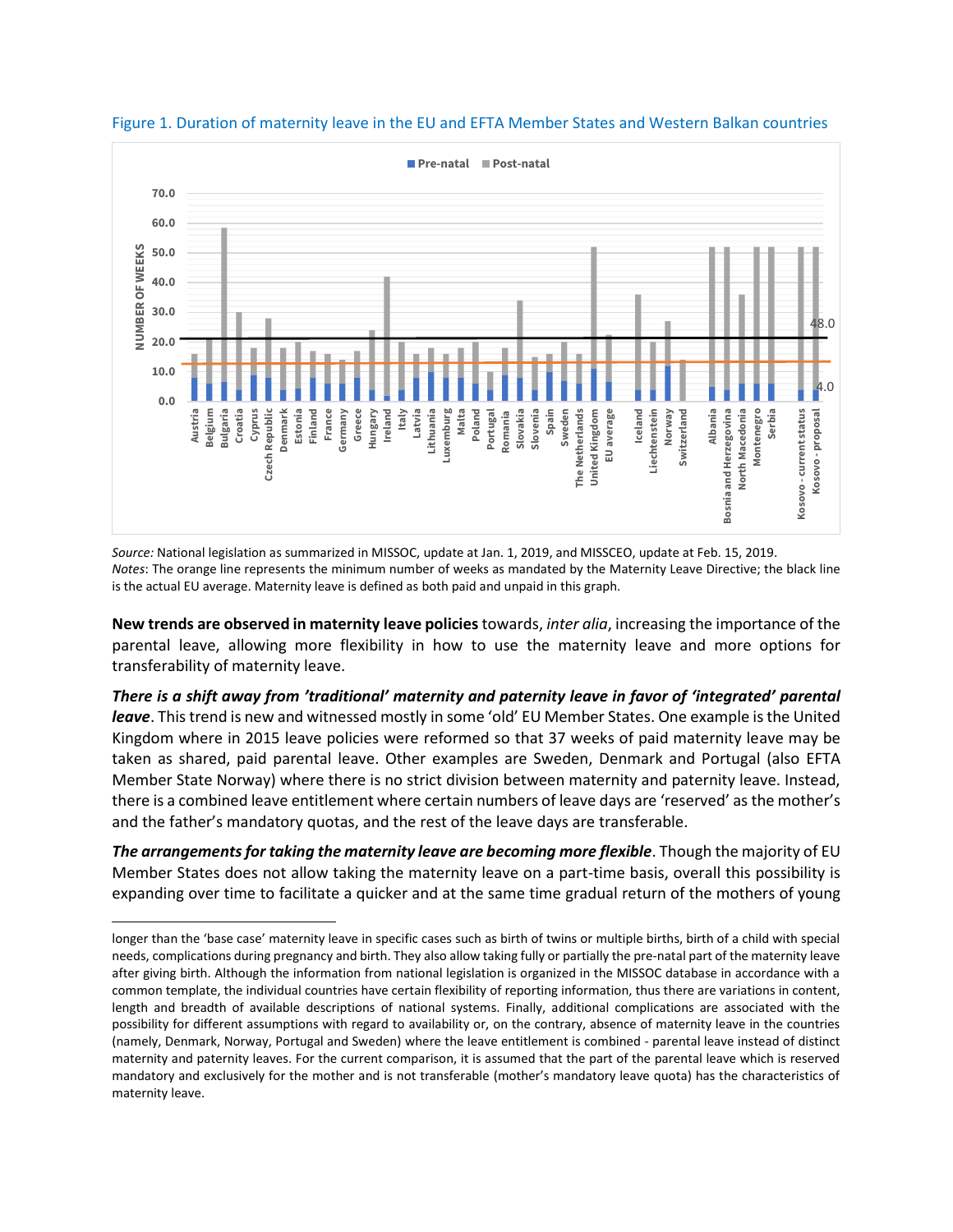Figure 1. Duration of maternity leave in the EU and EFTA Member States and Western Balkan countries

*Source:* National legislation as summarized in MISSOC, update at Jan. 1, 2019, and MISSCEO, update at Feb. 15, 2019.
*Notes*: The orange line represents the minimum number of weeks as mandated by the Maternity Leave Directive; the black line is the actual EU average. Maternity leave is defined as both paid and unpaid in this graph.

**New trends are observed in maternity leave policies** towards, *inter alia*, increasing the importance of the parental leave, allowing more flexibility in how to use the maternity leave and more options for transferability of maternity leave.

***There is a shift away from 'traditional' maternity and paternity leave in favor of 'integrated' parental leave***. This trend is new and witnessed mostly in some 'old' EU Member States. One example is the United Kingdom where in 2015 leave policies were reformed so that 37 weeks of paid maternity leave may be taken as shared, paid parental leave. Other examples are Sweden, Denmark and Portugal (also EFTA Member State Norway) where there is no strict division between maternity and paternity leave. Instead, there is a combined leave entitlement where certain numbers of leave days are 'reserved' as the mother's and the father's mandatory quotas, and the rest of the leave days are transferable.

***The arrangements for taking the maternity leave are becoming more flexible***. Though the majority of EU Member States does not allow taking the maternity leave on a part-time basis, overall this possibility is expanding over time to facilitate a quicker and at the same time gradual return of the mothers of young

longer than the 'base case' maternity leave in specific cases such as birth of twins or multiple births, birth of a child with special needs, complications during pregnancy and birth. They also allow taking fully or partially the pre-natal part of the maternity leave after giving birth. Although the information from national legislation is organized in the MISSOC database in accordance with a common template, the individual countries have certain flexibility of reporting information, thus there are variations in content, length and breadth of available descriptions of national systems. Finally, additional complications are associated with the possibility for different assumptions with regard to availability or, on the contrary, absence of maternity leave in the countries (namely, Denmark, Norway, Portugal and Sweden) where the leave entitlement is combined - parental leave instead of distinct maternity and paternity leaves. For the current comparison, it is assumed that the part of the parental leave which is reserved mandatory and exclusively for the mother and is not transferable (mother's mandatory leave quota) has the characteristics of maternity leave.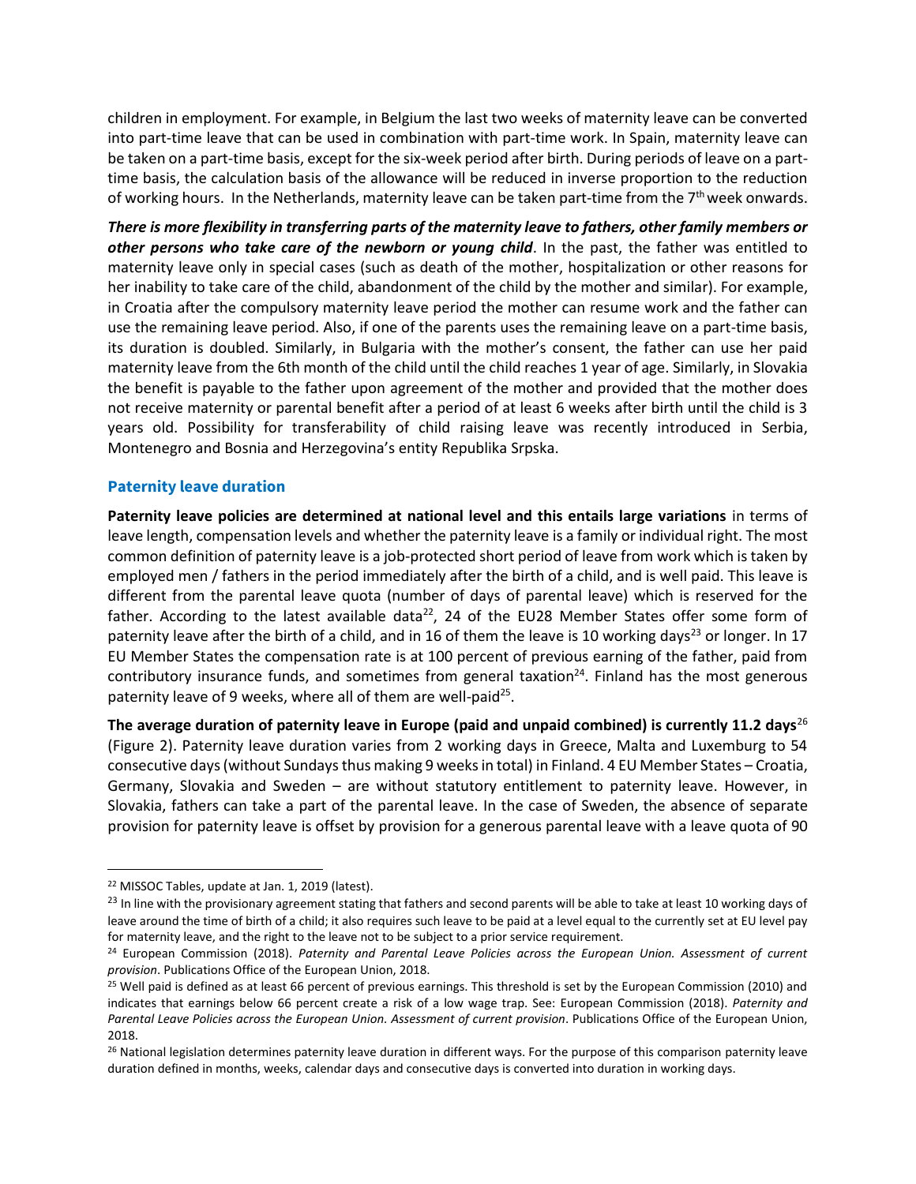children in employment. For example, in Belgium the last two weeks of maternity leave can be converted into part-time leave that can be used in combination with part-time work. In Spain, maternity leave can be taken on a part-time basis, except for the six-week period after birth. During periods of leave on a part-time basis, the calculation basis of the allowance will be reduced in inverse proportion to the reduction of working hours. In the Netherlands, maternity leave can be taken part-time from the 7th week onwards.

***There is more flexibility in transferring parts of the maternity leave to fathers, other family members or other persons who take care of the newborn or young child***. In the past, the father was entitled to maternity leave only in special cases (such as death of the mother, hospitalization or other reasons for her inability to take care of the child, abandonment of the child by the mother and similar). For example, in Croatia after the compulsory maternity leave period the mother can resume work and the father can use the remaining leave period. Also, if one of the parents uses the remaining leave on a part-time basis, its duration is doubled. Similarly, in Bulgaria with the mother's consent, the father can use her paid maternity leave from the 6th month of the child until the child reaches 1 year of age. Similarly, in Slovakia the benefit is payable to the father upon agreement of the mother and provided that the mother does not receive maternity or parental benefit after a period of at least 6 weeks after birth until the child is 3 years old. Possibility for transferability of child raising leave was recently introduced in Serbia, Montenegro and Bosnia and Herzegovina's entity Republika Srpska.

## Paternity leave duration

**Paternity leave policies are determined at national level and this entails large variations** in terms of leave length, compensation levels and whether the paternity leave is a family or individual right. The most common definition of paternity leave is a job-protected short period of leave from work which is taken by employed men / fathers in the period immediately after the birth of a child, and is well paid. This leave is different from the parental leave quota (number of days of parental leave) which is reserved for the father. According to the latest available data[22], 24 of the EU28 Member States offer some form of paternity leave after the birth of a child, and in 16 of them the leave is 10 working days[23] or longer. In 17 EU Member States the compensation rate is at 100 percent of previous earning of the father, paid from contributory insurance funds, and sometimes from general taxation[24]. Finland has the most generous paternity leave of 9 weeks, where all of them are well-paid[25].

**The average duration of paternity leave in Europe (paid and unpaid combined) is currently 11.2 days**[26] (Figure 2). Paternity leave duration varies from 2 working days in Greece, Malta and Luxemburg to 54 consecutive days (without Sundays thus making 9 weeks in total) in Finland. 4 EU Member States – Croatia, Germany, Slovakia and Sweden – are without statutory entitlement to paternity leave. However, in Slovakia, fathers can take a part of the parental leave. In the case of Sweden, the absence of separate provision for paternity leave is offset by provision for a generous parental leave with a leave quota of 90

---

[22] MISSOC Tables, update at Jan. 1, 2019 (latest).

[23] In line with the provisionary agreement stating that fathers and second parents will be able to take at least 10 working days of leave around the time of birth of a child; it also requires such leave to be paid at a level equal to the currently set at EU level pay for maternity leave, and the right to the leave not to be subject to a prior service requirement.

[24] European Commission (2018). *Paternity and Parental Leave Policies across the European Union. Assessment of current provision*. Publications Office of the European Union, 2018.

[25] Well paid is defined as at least 66 percent of previous earnings. This threshold is set by the European Commission (2010) and indicates that earnings below 66 percent create a risk of a low wage trap. See: European Commission (2018). *Paternity and Parental Leave Policies across the European Union. Assessment of current provision*. Publications Office of the European Union, 2018.

[26] National legislation determines paternity leave duration in different ways. For the purpose of this comparison paternity leave duration defined in months, weeks, calendar days and consecutive days is converted into duration in working days.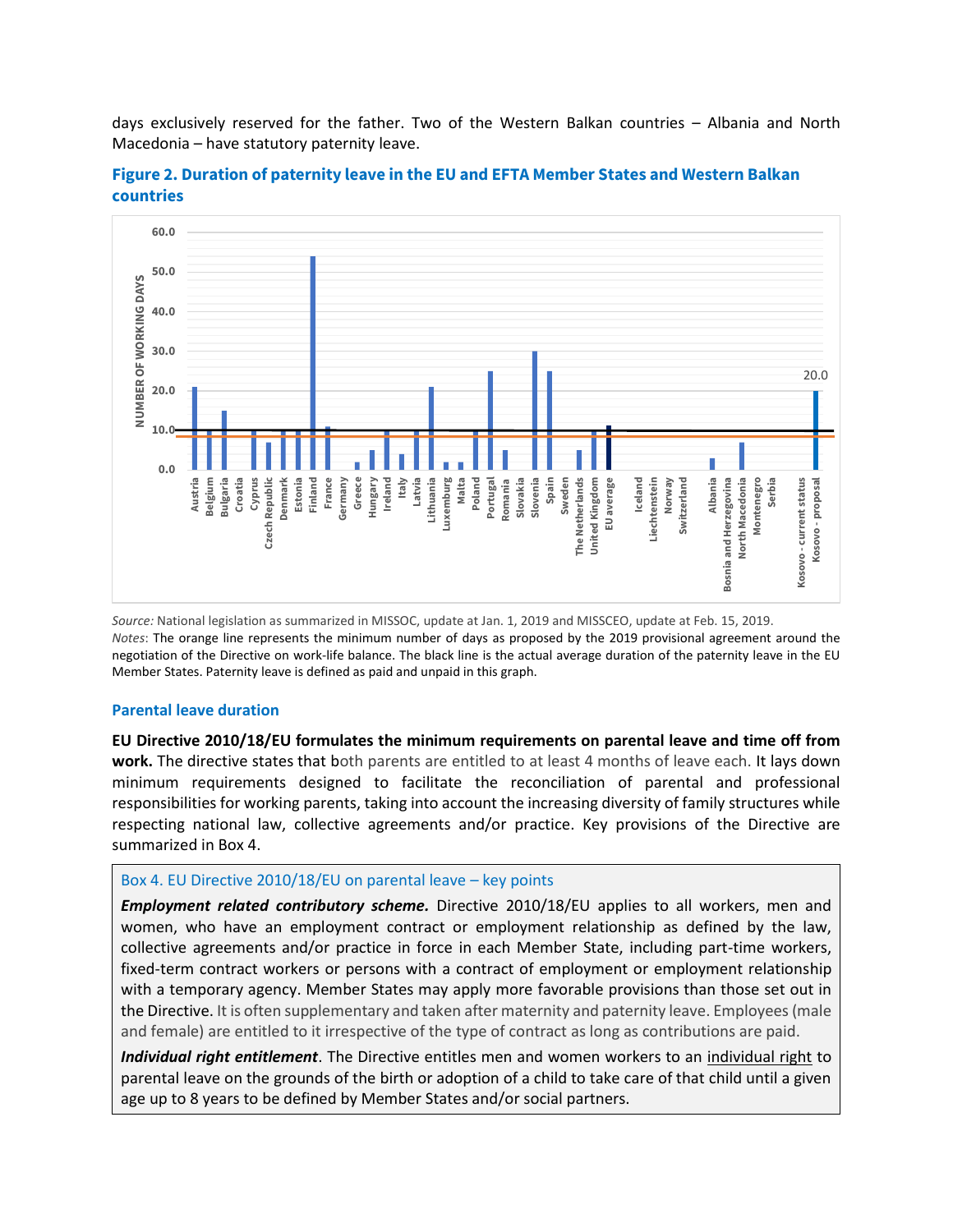days exclusively reserved for the father. Two of the Western Balkan countries – Albania and North Macedonia – have statutory paternity leave.

**Figure 2. Duration of paternity leave in the EU and EFTA Member States and Western Balkan countries**

*Source:* National legislation as summarized in MISSOC, update at Jan. 1, 2019 and MISSCEO, update at Feb. 15, 2019.
*Notes*: The orange line represents the minimum number of days as proposed by the 2019 provisional agreement around the negotiation of the Directive on work-life balance. The black line is the actual average duration of the paternity leave in the EU Member States. Paternity leave is defined as paid and unpaid in this graph.

### Parental leave duration

**EU Directive 2010/18/EU formulates the minimum requirements on parental leave and time off from work.** The directive states that both parents are entitled to at least 4 months of leave each. It lays down minimum requirements designed to facilitate the reconciliation of parental and professional responsibilities for working parents, taking into account the increasing diversity of family structures while respecting national law, collective agreements and/or practice. Key provisions of the Directive are summarized in Box 4.

> Box 4. EU Directive 2010/18/EU on parental leave – key points
>
> ***Employment related contributory scheme.*** Directive 2010/18/EU applies to all workers, men and women, who have an employment contract or employment relationship as defined by the law, collective agreements and/or practice in force in each Member State, including part-time workers, fixed-term contract workers or persons with a contract of employment or employment relationship with a temporary agency. Member States may apply more favorable provisions than those set out in the Directive. It is often supplementary and taken after maternity and paternity leave. Employees (male and female) are entitled to it irrespective of the type of contract as long as contributions are paid.
>
> ***Individual right entitlement***. The Directive entitles men and women workers to an individual right to parental leave on the grounds of the birth or adoption of a child to take care of that child until a given age up to 8 years to be defined by Member States and/or social partners.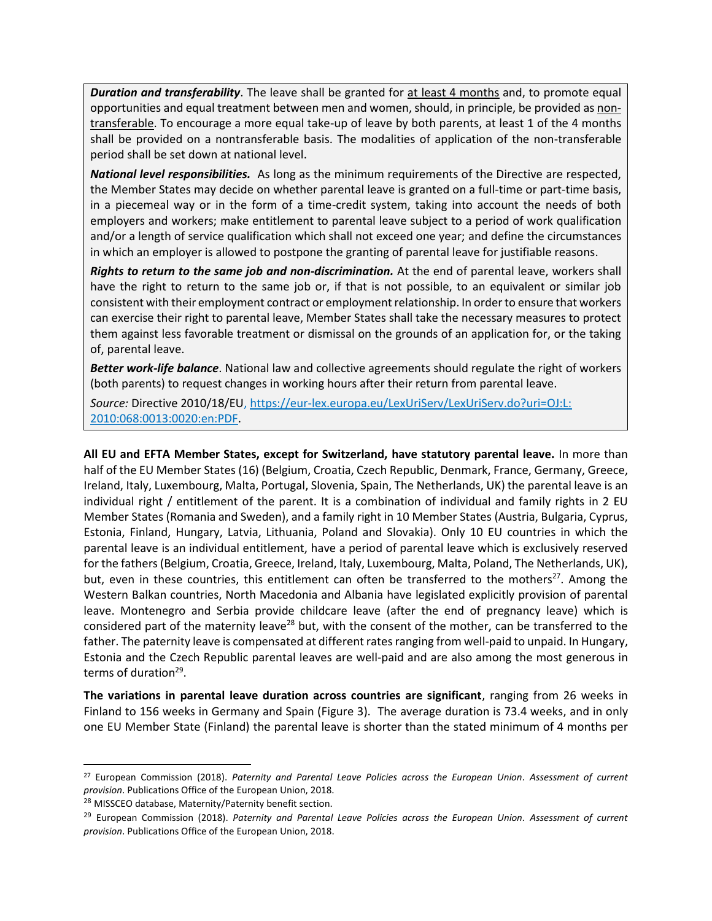***Duration and transferability***. The leave shall be granted for at least 4 months and, to promote equal opportunities and equal treatment between men and women, should, in principle, be provided as non-transferable. To encourage a more equal take-up of leave by both parents, at least 1 of the 4 months shall be provided on a nontransferable basis. The modalities of application of the non-transferable period shall be set down at national level.

***National level responsibilities.*** As long as the minimum requirements of the Directive are respected, the Member States may decide on whether parental leave is granted on a full-time or part-time basis, in a piecemeal way or in the form of a time-credit system, taking into account the needs of both employers and workers; make entitlement to parental leave subject to a period of work qualification and/or a length of service qualification which shall not exceed one year; and define the circumstances in which an employer is allowed to postpone the granting of parental leave for justifiable reasons.

***Rights to return to the same job and non-discrimination.*** At the end of parental leave, workers shall have the right to return to the same job or, if that is not possible, to an equivalent or similar job consistent with their employment contract or employment relationship. In order to ensure that workers can exercise their right to parental leave, Member States shall take the necessary measures to protect them against less favorable treatment or dismissal on the grounds of an application for, or the taking of, parental leave.

***Better work-life balance***. National law and collective agreements should regulate the right of workers (both parents) to request changes in working hours after their return from parental leave.

*Source:* Directive 2010/18/EU, https://eur-lex.europa.eu/LexUriServ/LexUriServ.do?uri=OJ:L:2010:068:0013:0020:en:PDF.

**All EU and EFTA Member States, except for Switzerland, have statutory parental leave.** In more than half of the EU Member States (16) (Belgium, Croatia, Czech Republic, Denmark, France, Germany, Greece, Ireland, Italy, Luxembourg, Malta, Portugal, Slovenia, Spain, The Netherlands, UK) the parental leave is an individual right / entitlement of the parent. It is a combination of individual and family rights in 2 EU Member States (Romania and Sweden), and a family right in 10 Member States (Austria, Bulgaria, Cyprus, Estonia, Finland, Hungary, Latvia, Lithuania, Poland and Slovakia). Only 10 EU countries in which the parental leave is an individual entitlement, have a period of parental leave which is exclusively reserved for the fathers (Belgium, Croatia, Greece, Ireland, Italy, Luxembourg, Malta, Poland, The Netherlands, UK), but, even in these countries, this entitlement can often be transferred to the mothers[27]. Among the Western Balkan countries, North Macedonia and Albania have legislated explicitly provision of parental leave. Montenegro and Serbia provide childcare leave (after the end of pregnancy leave) which is considered part of the maternity leave[28] but, with the consent of the mother, can be transferred to the father. The paternity leave is compensated at different rates ranging from well-paid to unpaid. In Hungary, Estonia and the Czech Republic parental leaves are well-paid and are also among the most generous in terms of duration[29].

**The variations in parental leave duration across countries are significant**, ranging from 26 weeks in Finland to 156 weeks in Germany and Spain (Figure 3). The average duration is 73.4 weeks, and in only one EU Member State (Finland) the parental leave is shorter than the stated minimum of 4 months per

---

[27] European Commission (2018). *Paternity and Parental Leave Policies across the European Union. Assessment of current provision*. Publications Office of the European Union, 2018.

[28] MISSCEO database, Maternity/Paternity benefit section.

[29] European Commission (2018). *Paternity and Parental Leave Policies across the European Union. Assessment of current provision*. Publications Office of the European Union, 2018.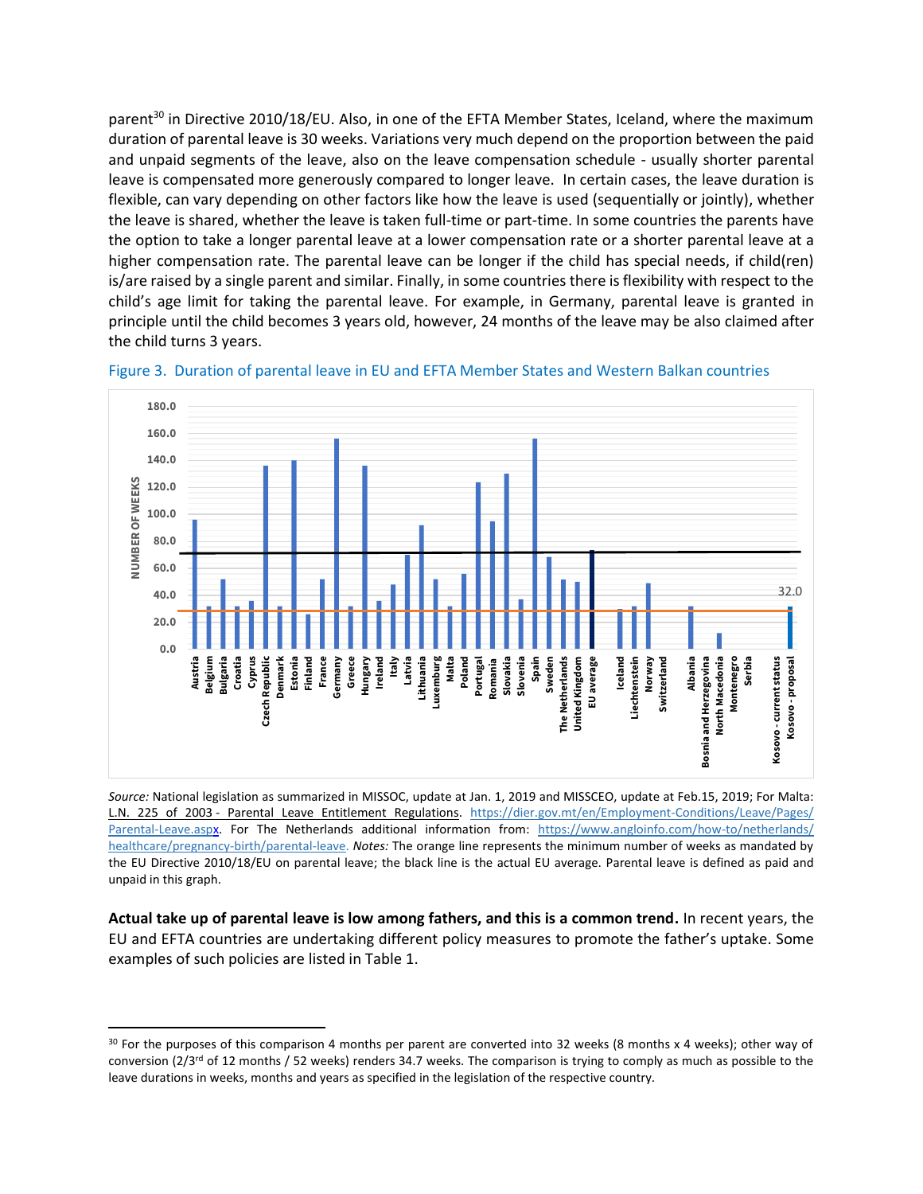parent[30] in Directive 2010/18/EU. Also, in one of the EFTA Member States, Iceland, where the maximum duration of parental leave is 30 weeks. Variations very much depend on the proportion between the paid and unpaid segments of the leave, also on the leave compensation schedule - usually shorter parental leave is compensated more generously compared to longer leave. In certain cases, the leave duration is flexible, can vary depending on other factors like how the leave is used (sequentially or jointly), whether the leave is shared, whether the leave is taken full-time or part-time. In some countries the parents have the option to take a longer parental leave at a lower compensation rate or a shorter parental leave at a higher compensation rate. The parental leave can be longer if the child has special needs, if child(ren) is/are raised by a single parent and similar. Finally, in some countries there is flexibility with respect to the child's age limit for taking the parental leave. For example, in Germany, parental leave is granted in principle until the child becomes 3 years old, however, 24 months of the leave may be also claimed after the child turns 3 years.

Figure 3. Duration of parental leave in EU and EFTA Member States and Western Balkan countries

*Source:* National legislation as summarized in MISSOC, update at Jan. 1, 2019 and MISSCEO, update at Feb.15, 2019; For Malta: L.N. 225 of 2003 - Parental Leave Entitlement Regulations. https://dier.gov.mt/en/Employment-Conditions/Leave/Pages/Parental-Leave.aspx. For The Netherlands additional information from: https://www.angloinfo.com/how-to/netherlands/healthcare/pregnancy-birth/parental-leave. *Notes:* The orange line represents the minimum number of weeks as mandated by the EU Directive 2010/18/EU on parental leave; the black line is the actual EU average. Parental leave is defined as paid and unpaid in this graph.

**Actual take up of parental leave is low among fathers, and this is a common trend.** In recent years, the EU and EFTA countries are undertaking different policy measures to promote the father's uptake. Some examples of such policies are listed in Table 1.

---

[30] For the purposes of this comparison 4 months per parent are converted into 32 weeks (8 months x 4 weeks); other way of conversion (2/3rd of 12 months / 52 weeks) renders 34.7 weeks. The comparison is trying to comply as much as possible to the leave durations in weeks, months and years as specified in the legislation of the respective country.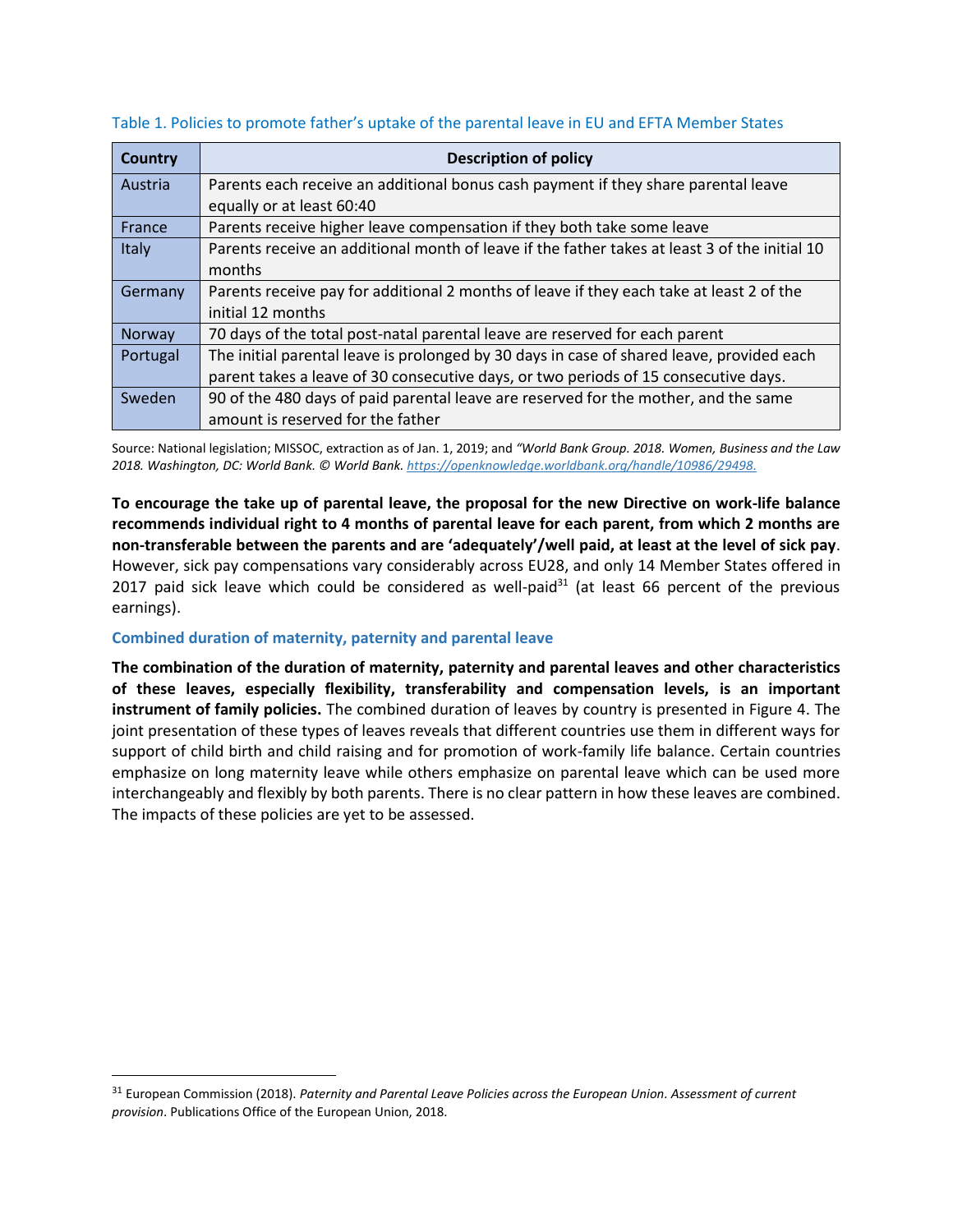Table 1. Policies to promote father's uptake of the parental leave in EU and EFTA Member States

| Country | Description of policy |
|---|---|
| Austria | Parents each receive an additional bonus cash payment if they share parental leave equally or at least 60:40 |
| France | Parents receive higher leave compensation if they both take some leave |
| Italy | Parents receive an additional month of leave if the father takes at least 3 of the initial 10 months |
| Germany | Parents receive pay for additional 2 months of leave if they each take at least 2 of the initial 12 months |
| Norway | 70 days of the total post-natal parental leave are reserved for each parent |
| Portugal | The initial parental leave is prolonged by 30 days in case of shared leave, provided each parent takes a leave of 30 consecutive days, or two periods of 15 consecutive days. |
| Sweden | 90 of the 480 days of paid parental leave are reserved for the mother, and the same amount is reserved for the father |

Source: National legislation; MISSOC, extraction as of Jan. 1, 2019; and *"World Bank Group. 2018. Women, Business and the Law 2018. Washington, DC: World Bank. © World Bank. https://openknowledge.worldbank.org/handle/10986/29498.*

**To encourage the take up of parental leave, the proposal for the new Directive on work-life balance recommends individual right to 4 months of parental leave for each parent, from which 2 months are non-transferable between the parents and are 'adequately'/well paid, at least at the level of sick pay**. However, sick pay compensations vary considerably across EU28, and only 14 Member States offered in 2017 paid sick leave which could be considered as well-paid[31] (at least 66 percent of the previous earnings).

### Combined duration of maternity, paternity and parental leave

**The combination of the duration of maternity, paternity and parental leaves and other characteristics of these leaves, especially flexibility, transferability and compensation levels, is an important instrument of family policies.** The combined duration of leaves by country is presented in Figure 4. The joint presentation of these types of leaves reveals that different countries use them in different ways for support of child birth and child raising and for promotion of work-family life balance. Certain countries emphasize on long maternity leave while others emphasize on parental leave which can be used more interchangeably and flexibly by both parents. There is no clear pattern in how these leaves are combined. The impacts of these policies are yet to be assessed.

[31] European Commission (2018). *Paternity and Parental Leave Policies across the European Union. Assessment of current provision*. Publications Office of the European Union, 2018.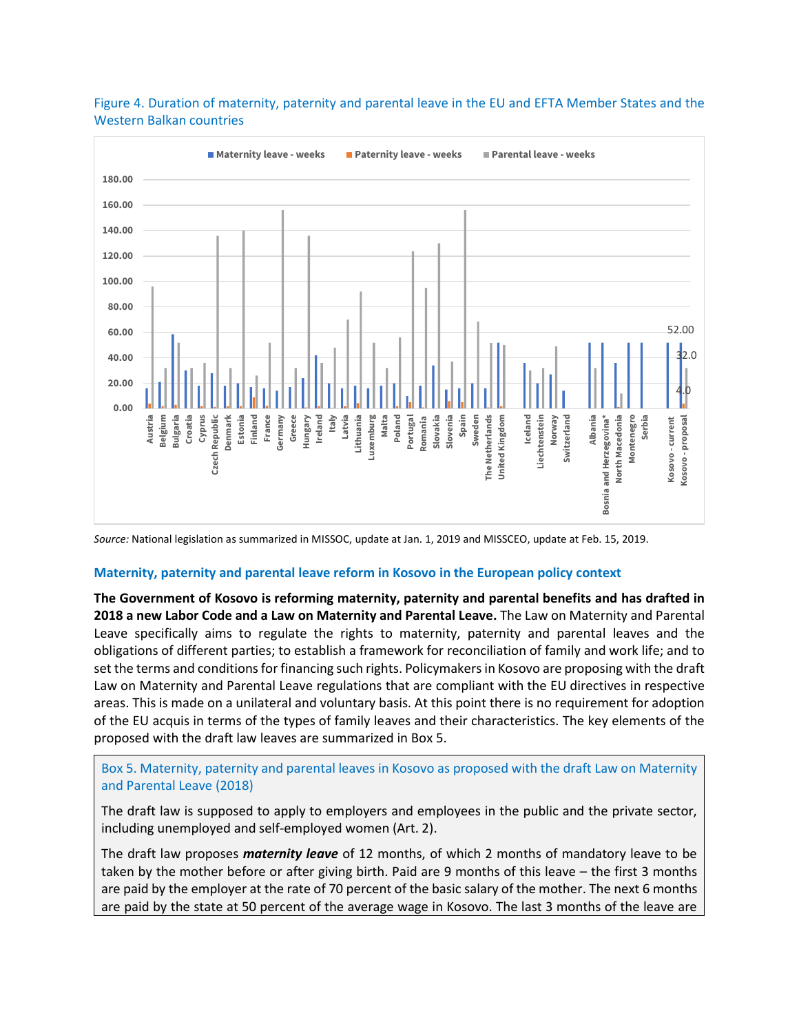Figure 4. Duration of maternity, paternity and parental leave in the EU and EFTA Member States and the Western Balkan countries

*Source:* National legislation as summarized in MISSOC, update at Jan. 1, 2019 and MISSCEO, update at Feb. 15, 2019.

### Maternity, paternity and parental leave reform in Kosovo in the European policy context

**The Government of Kosovo is reforming maternity, paternity and parental benefits and has drafted in 2018 a new Labor Code and a Law on Maternity and Parental Leave.** The Law on Maternity and Parental Leave specifically aims to regulate the rights to maternity, paternity and parental leaves and the obligations of different parties; to establish a framework for reconciliation of family and work life; and to set the terms and conditions for financing such rights. Policymakers in Kosovo are proposing with the draft Law on Maternity and Parental Leave regulations that are compliant with the EU directives in respective areas. This is made on a unilateral and voluntary basis. At this point there is no requirement for adoption of the EU acquis in terms of the types of family leaves and their characteristics. The key elements of the proposed with the draft law leaves are summarized in Box 5.

Box 5. Maternity, paternity and parental leaves in Kosovo as proposed with the draft Law on Maternity and Parental Leave (2018)

The draft law is supposed to apply to employers and employees in the public and the private sector, including unemployed and self-employed women (Art. 2).

The draft law proposes ***maternity leave*** of 12 months, of which 2 months of mandatory leave to be taken by the mother before or after giving birth. Paid are 9 months of this leave – the first 3 months are paid by the employer at the rate of 70 percent of the basic salary of the mother. The next 6 months are paid by the state at 50 percent of the average wage in Kosovo. The last 3 months of the leave are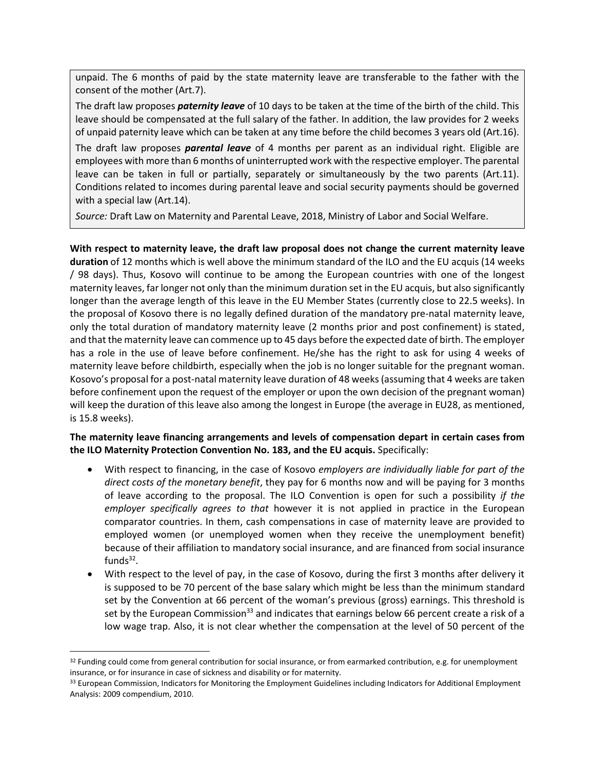unpaid. The 6 months of paid by the state maternity leave are transferable to the father with the consent of the mother (Art.7).

The draft law proposes ***paternity leave*** of 10 days to be taken at the time of the birth of the child. This leave should be compensated at the full salary of the father. In addition, the law provides for 2 weeks of unpaid paternity leave which can be taken at any time before the child becomes 3 years old (Art.16).

The draft law proposes ***parental leave*** of 4 months per parent as an individual right. Eligible are employees with more than 6 months of uninterrupted work with the respective employer. The parental leave can be taken in full or partially, separately or simultaneously by the two parents (Art.11). Conditions related to incomes during parental leave and social security payments should be governed with a special law (Art.14).

*Source:* Draft Law on Maternity and Parental Leave, 2018, Ministry of Labor and Social Welfare.

**With respect to maternity leave, the draft law proposal does not change the current maternity leave duration** of 12 months which is well above the minimum standard of the ILO and the EU acquis (14 weeks / 98 days). Thus, Kosovo will continue to be among the European countries with one of the longest maternity leaves, far longer not only than the minimum duration set in the EU acquis, but also significantly longer than the average length of this leave in the EU Member States (currently close to 22.5 weeks). In the proposal of Kosovo there is no legally defined duration of the mandatory pre-natal maternity leave, only the total duration of mandatory maternity leave (2 months prior and post confinement) is stated, and that the maternity leave can commence up to 45 days before the expected date of birth. The employer has a role in the use of leave before confinement. He/she has the right to ask for using 4 weeks of maternity leave before childbirth, especially when the job is no longer suitable for the pregnant woman. Kosovo's proposal for a post-natal maternity leave duration of 48 weeks (assuming that 4 weeks are taken before confinement upon the request of the employer or upon the own decision of the pregnant woman) will keep the duration of this leave also among the longest in Europe (the average in EU28, as mentioned, is 15.8 weeks).

**The maternity leave financing arrangements and levels of compensation depart in certain cases from the ILO Maternity Protection Convention No. 183, and the EU acquis.** Specifically:

- With respect to financing, in the case of Kosovo *employers are individually liable for part of the direct costs of the monetary benefit*, they pay for 6 months now and will be paying for 3 months of leave according to the proposal. The ILO Convention is open for such a possibility *if the employer specifically agrees to that* however it is not applied in practice in the European comparator countries. In them, cash compensations in case of maternity leave are provided to employed women (or unemployed women when they receive the unemployment benefit) because of their affiliation to mandatory social insurance, and are financed from social insurance funds[32].
- With respect to the level of pay, in the case of Kosovo, during the first 3 months after delivery it is supposed to be 70 percent of the base salary which might be less than the minimum standard set by the Convention at 66 percent of the woman's previous (gross) earnings. This threshold is set by the European Commission[33] and indicates that earnings below 66 percent create a risk of a low wage trap. Also, it is not clear whether the compensation at the level of 50 percent of the

[32] Funding could come from general contribution for social insurance, or from earmarked contribution, e.g. for unemployment insurance, or for insurance in case of sickness and disability or for maternity.

[33] European Commission, Indicators for Monitoring the Employment Guidelines including Indicators for Additional Employment Analysis: 2009 compendium, 2010.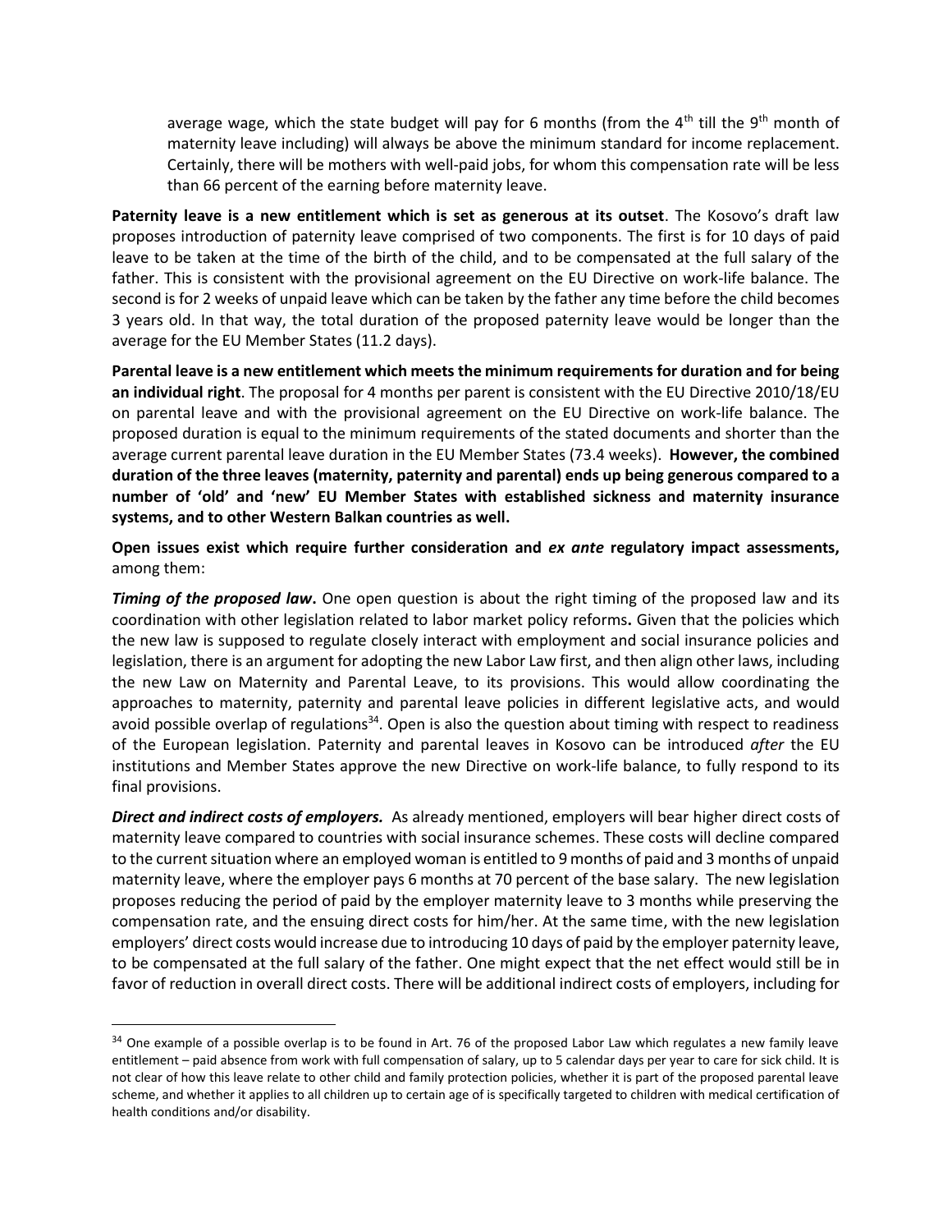average wage, which the state budget will pay for 6 months (from the 4th till the 9th month of maternity leave including) will always be above the minimum standard for income replacement. Certainly, there will be mothers with well-paid jobs, for whom this compensation rate will be less than 66 percent of the earning before maternity leave.

**Paternity leave is a new entitlement which is set as generous at its outset**. The Kosovo's draft law proposes introduction of paternity leave comprised of two components. The first is for 10 days of paid leave to be taken at the time of the birth of the child, and to be compensated at the full salary of the father. This is consistent with the provisional agreement on the EU Directive on work-life balance. The second is for 2 weeks of unpaid leave which can be taken by the father any time before the child becomes 3 years old. In that way, the total duration of the proposed paternity leave would be longer than the average for the EU Member States (11.2 days).

**Parental leave is a new entitlement which meets the minimum requirements for duration and for being an individual right**. The proposal for 4 months per parent is consistent with the EU Directive 2010/18/EU on parental leave and with the provisional agreement on the EU Directive on work-life balance. The proposed duration is equal to the minimum requirements of the stated documents and shorter than the average current parental leave duration in the EU Member States (73.4 weeks). **However, the combined duration of the three leaves (maternity, paternity and parental) ends up being generous compared to a number of 'old' and 'new' EU Member States with established sickness and maternity insurance systems, and to other Western Balkan countries as well.**

**Open issues exist which require further consideration and *ex ante* regulatory impact assessments,** among them:

***Timing of the proposed law*.** One open question is about the right timing of the proposed law and its coordination with other legislation related to labor market policy reforms**.** Given that the policies which the new law is supposed to regulate closely interact with employment and social insurance policies and legislation, there is an argument for adopting the new Labor Law first, and then align other laws, including the new Law on Maternity and Parental Leave, to its provisions. This would allow coordinating the approaches to maternity, paternity and parental leave policies in different legislative acts, and would avoid possible overlap of regulations[34]. Open is also the question about timing with respect to readiness of the European legislation. Paternity and parental leaves in Kosovo can be introduced *after* the EU institutions and Member States approve the new Directive on work-life balance, to fully respond to its final provisions.

***Direct and indirect costs of employers.*** As already mentioned, employers will bear higher direct costs of maternity leave compared to countries with social insurance schemes. These costs will decline compared to the current situation where an employed woman is entitled to 9 months of paid and 3 months of unpaid maternity leave, where the employer pays 6 months at 70 percent of the base salary. The new legislation proposes reducing the period of paid by the employer maternity leave to 3 months while preserving the compensation rate, and the ensuing direct costs for him/her. At the same time, with the new legislation employers' direct costs would increase due to introducing 10 days of paid by the employer paternity leave, to be compensated at the full salary of the father. One might expect that the net effect would still be in favor of reduction in overall direct costs. There will be additional indirect costs of employers, including for

[34] One example of a possible overlap is to be found in Art. 76 of the proposed Labor Law which regulates a new family leave entitlement – paid absence from work with full compensation of salary, up to 5 calendar days per year to care for sick child. It is not clear of how this leave relate to other child and family protection policies, whether it is part of the proposed parental leave scheme, and whether it applies to all children up to certain age of is specifically targeted to children with medical certification of health conditions and/or disability.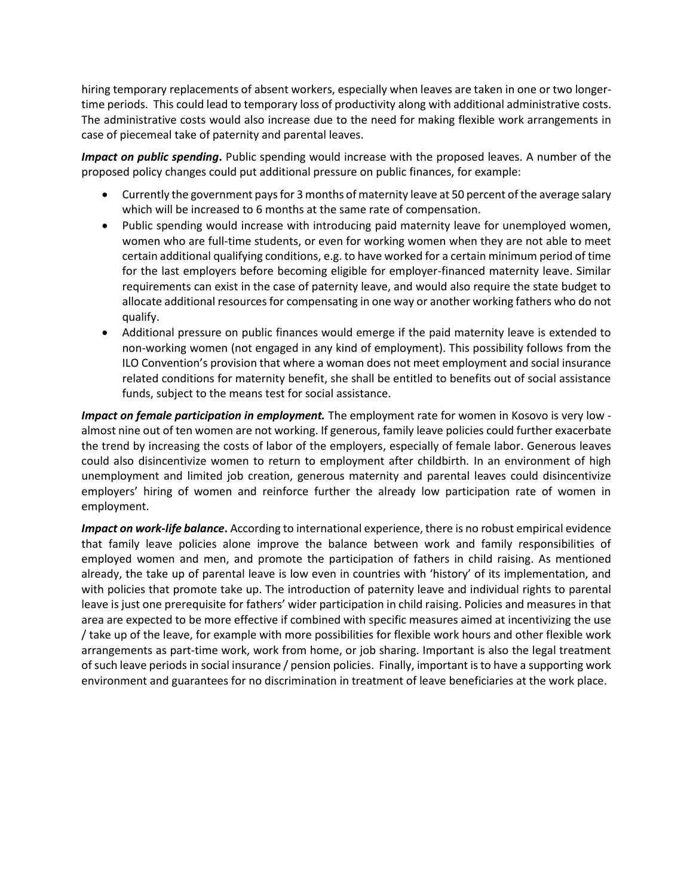hiring temporary replacements of absent workers, especially when leaves are taken in one or two longer-time periods. This could lead to temporary loss of productivity along with additional administrative costs. The administrative costs would also increase due to the need for making flexible work arrangements in case of piecemeal take of paternity and parental leaves.

***Impact on public spending***. Public spending would increase with the proposed leaves. A number of the proposed policy changes could put additional pressure on public finances, for example:

- Currently the government pays for 3 months of maternity leave at 50 percent of the average salary which will be increased to 6 months at the same rate of compensation.
- Public spending would increase with introducing paid maternity leave for unemployed women, women who are full-time students, or even for working women when they are not able to meet certain additional qualifying conditions, e.g. to have worked for a certain minimum period of time for the last employers before becoming eligible for employer-financed maternity leave. Similar requirements can exist in the case of paternity leave, and would also require the state budget to allocate additional resources for compensating in one way or another working fathers who do not qualify.
- Additional pressure on public finances would emerge if the paid maternity leave is extended to non-working women (not engaged in any kind of employment). This possibility follows from the ILO Convention's provision that where a woman does not meet employment and social insurance related conditions for maternity benefit, she shall be entitled to benefits out of social assistance funds, subject to the means test for social assistance.

***Impact on female participation in employment.*** The employment rate for women in Kosovo is very low - almost nine out of ten women are not working. If generous, family leave policies could further exacerbate the trend by increasing the costs of labor of the employers, especially of female labor. Generous leaves could also disincentivize women to return to employment after childbirth. In an environment of high unemployment and limited job creation, generous maternity and parental leaves could disincentivize employers' hiring of women and reinforce further the already low participation rate of women in employment.

***Impact on work-life balance***. According to international experience, there is no robust empirical evidence that family leave policies alone improve the balance between work and family responsibilities of employed women and men, and promote the participation of fathers in child raising. As mentioned already, the take up of parental leave is low even in countries with 'history' of its implementation, and with policies that promote take up. The introduction of paternity leave and individual rights to parental leave is just one prerequisite for fathers' wider participation in child raising. Policies and measures in that area are expected to be more effective if combined with specific measures aimed at incentivizing the use / take up of the leave, for example with more possibilities for flexible work hours and other flexible work arrangements as part-time work, work from home, or job sharing. Important is also the legal treatment of such leave periods in social insurance / pension policies. Finally, important is to have a supporting work environment and guarantees for no discrimination in treatment of leave beneficiaries at the work place.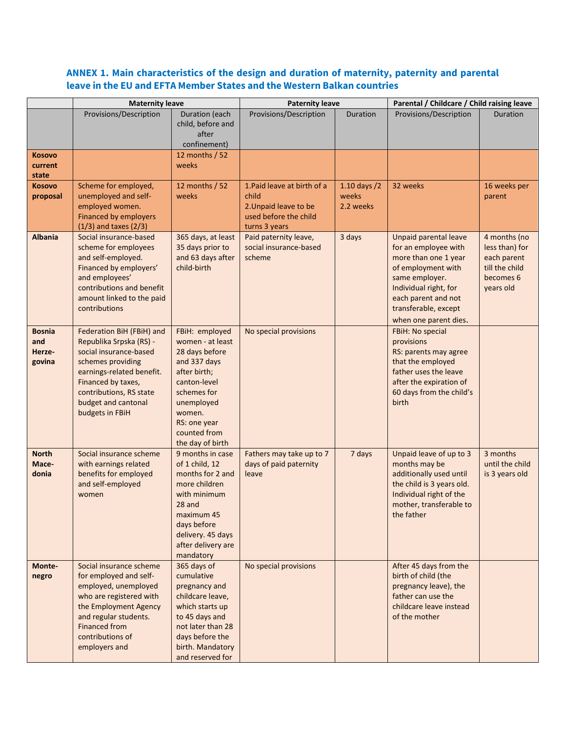## ANNEX 1. Main characteristics of the design and duration of maternity, paternity and parental leave in the EU and EFTA Member States and the Western Balkan countries

| | Maternity leave | | Paternity leave | | Parental / Childcare / Child raising leave | |
|---|---|---|---|---|---|---|
| | Provisions/Description | Duration (each child, before and after confinement) | Provisions/Description | Duration | Provisions/Description | Duration |
| **Kosovo current state** | | 12 months / 52 weeks | | | | |
| **Kosovo proposal** | Scheme for employed, unemployed and self-employed women. Financed by employers (1/3) and taxes (2/3) | 12 months / 52 weeks | 1.Paid leave at birth of a child<br>2.Unpaid leave to be used before the child turns 3 years | 1.10 days /2 weeks<br>2.2 weeks | 32 weeks | 16 weeks per parent |
| **Albania** | Social insurance-based scheme for employees and self-employed. Financed by employers' and employees' contributions and benefit amount linked to the paid contributions | 365 days, at least 35 days prior to and 63 days after child-birth | Paid paternity leave, social insurance-based scheme | 3 days | Unpaid parental leave for an employee with more than one 1 year of employment with same employer. Individual right, for each parent and not transferable, except when one parent dies. | 4 months (no less than) for each parent till the child becomes 6 years old |
| **Bosnia and Herze-govina** | Federation BiH (FBiH) and Republika Srpska (RS) - social insurance-based schemes providing earnings-related benefit. Financed by taxes, contributions, RS state budget and cantonal budgets in FBiH | FBiH: employed women - at least 28 days before and 337 days after birth; canton-level schemes for unemployed women.<br>RS: one year counted from the day of birth | No special provisions | | FBiH: No special provisions<br>RS: parents may agree that the employed father uses the leave after the expiration of 60 days from the child's birth | |
| **North Mace-donia** | Social insurance scheme with earnings related benefits for employed and self-employed women | 9 months in case of 1 child, 12 months for 2 and more children with minimum 28 and maximum 45 days before delivery. 45 days after delivery are mandatory | Fathers may take up to 7 days of paid paternity leave | 7 days | Unpaid leave of up to 3 months may be additionally used until the child is 3 years old. Individual right of the mother, transferable to the father | 3 months until the child is 3 years old |
| **Monte-negro** | Social insurance scheme for employed and self-employed, unemployed who are registered with the Employment Agency and regular students. Financed from contributions of employers and | 365 days of cumulative pregnancy and childcare leave, which starts up to 45 days and not later than 28 days before the birth. Mandatory and reserved for | No special provisions | | After 45 days from the birth of child (the pregnancy leave), the father can use the childcare leave instead of the mother | |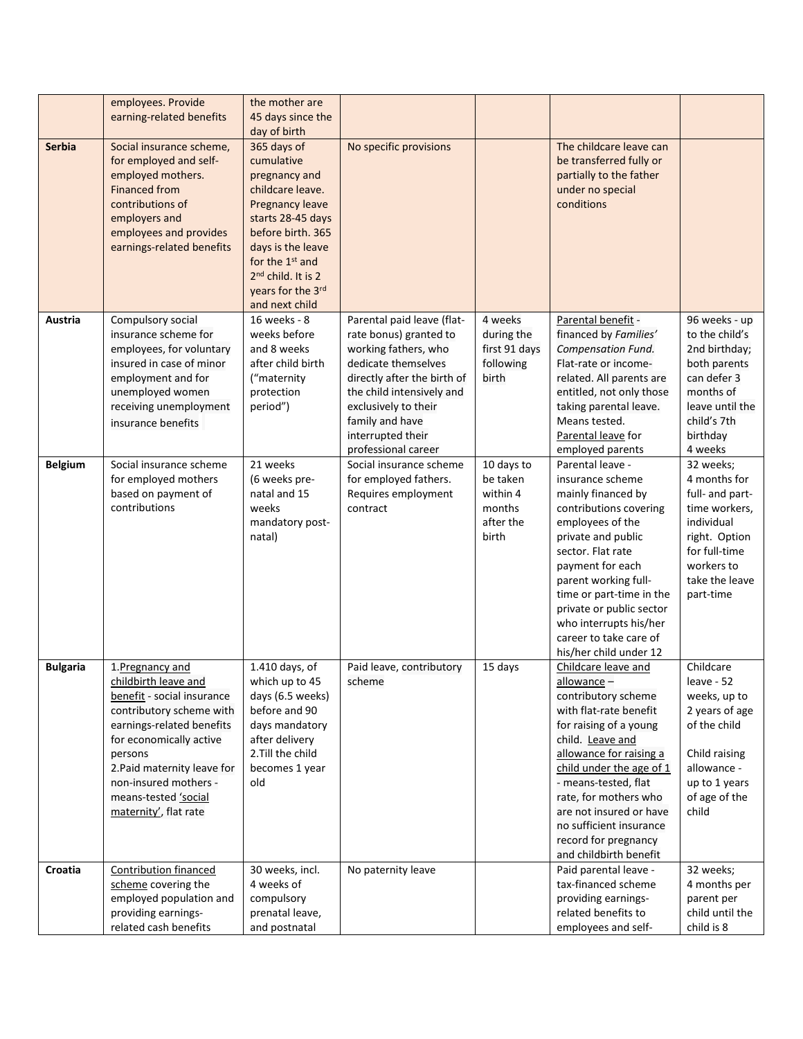| | | | | | | |
|---|---|---|---|---|---|---|
| | employees. Provide earning-related benefits | the mother are 45 days since the day of birth | | | | |
| **Serbia** | Social insurance scheme, for employed and self-employed mothers. Financed from contributions of employers and employees and provides earnings-related benefits | 365 days of cumulative pregnancy and childcare leave. Pregnancy leave starts 28-45 days before birth. 365 days is the leave for the 1st and 2nd child. It is 2 years for the 3rd and next child | No specific provisions | | The childcare leave can be transferred fully or partially to the father under no special conditions | |
| **Austria** | Compulsory social insurance scheme for employees, for voluntary insured in case of minor employment and for unemployed women receiving unemployment insurance benefits | 16 weeks - 8 weeks before and 8 weeks after child birth ("maternity protection period") | Parental paid leave (flat-rate bonus) granted to working fathers, who dedicate themselves directly after the birth of the child intensively and exclusively to their family and have interrupted their professional career | 4 weeks during the first 91 days following birth | Parental benefit - financed by *Families' Compensation Fund.* Flat-rate or income-related. All parents are entitled, not only those taking parental leave. Means tested. Parental leave for employed parents | 96 weeks - up to the child's 2nd birthday; both parents can defer 3 months of leave until the child's 7th birthday 4 weeks |
| **Belgium** | Social insurance scheme for employed mothers based on payment of contributions | 21 weeks (6 weeks pre-natal and 15 weeks mandatory post-natal) | Social insurance scheme for employed fathers. Requires employment contract | 10 days to be taken within 4 months after the birth | Parental leave - insurance scheme mainly financed by contributions covering employees of the private and public sector. Flat rate payment for each parent working full-time or part-time in the private or public sector who interrupts his/her career to take care of his/her child under 12 | 32 weeks; 4 months for full- and part-time workers, individual right. Option for full-time workers to take the leave part-time |
| **Bulgaria** | 1.Pregnancy and childbirth leave and benefit - social insurance contributory scheme with earnings-related benefits for economically active persons 2.Paid maternity leave for non-insured mothers - means-tested 'social maternity', flat rate | 1.410 days, of which up to 45 days (6.5 weeks) before and 90 days mandatory after delivery 2.Till the child becomes 1 year old | Paid leave, contributory scheme | 15 days | Childcare leave and allowance – contributory scheme with flat-rate benefit for raising of a young child. Leave and allowance for raising a child under the age of 1 - means-tested, flat rate, for mothers who are not insured or have no sufficient insurance record for pregnancy and childbirth benefit | Childcare leave - 52 weeks, up to 2 years of age of the child<br><br>Child raising allowance - up to 1 years of age of the child |
| **Croatia** | Contribution financed scheme covering the employed population and providing earnings-related cash benefits | 30 weeks, incl. 4 weeks of compulsory prenatal leave, and postnatal | No paternity leave | | Paid parental leave - tax-financed scheme providing earnings-related benefits to employees and self- | 32 weeks; 4 months per parent per child until the child is 8 |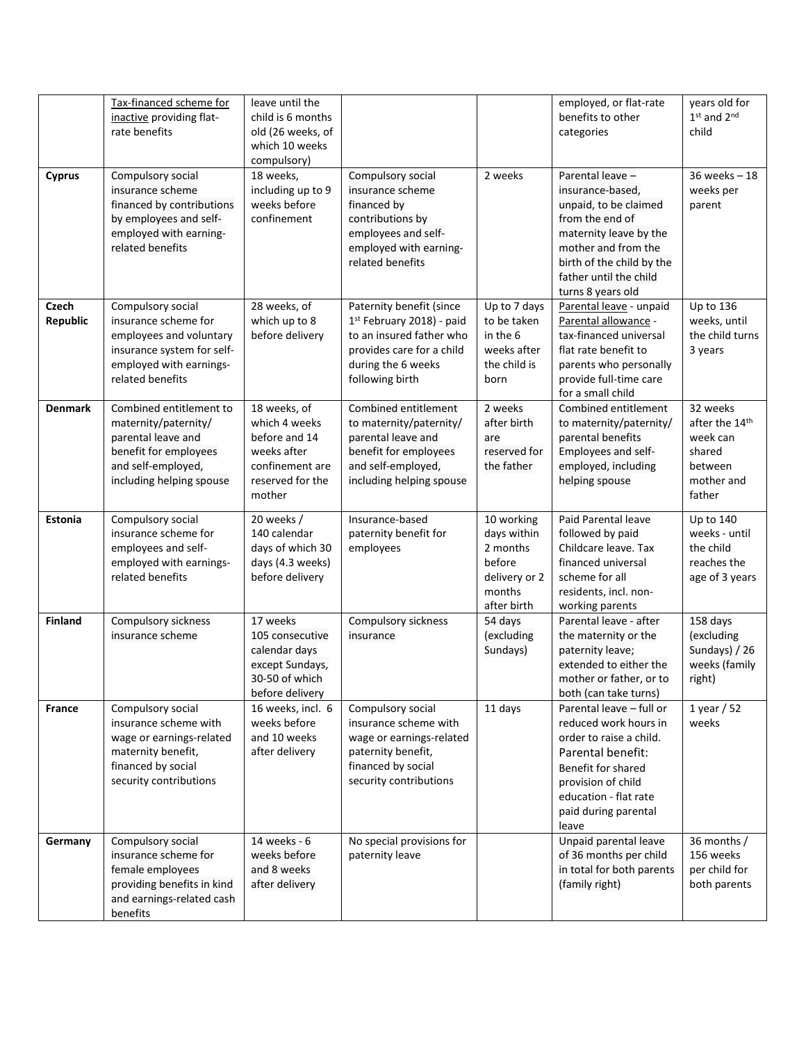| | | | | | | |
|---|---|---|---|---|---|---|
| | Tax-financed scheme for inactive providing flat-rate benefits | leave until the child is 6 months old (26 weeks, of which 10 weeks compulsory) | | | employed, or flat-rate benefits to other categories | years old for 1st and 2nd child |
| **Cyprus** | Compulsory social insurance scheme financed by contributions by employees and self-employed with earning-related benefits | 18 weeks, including up to 9 weeks before confinement | Compulsory social insurance scheme financed by contributions by employees and self-employed with earning-related benefits | 2 weeks | Parental leave – insurance-based, unpaid, to be claimed from the end of maternity leave by the mother and from the birth of the child by the father until the child turns 8 years old | 36 weeks – 18 weeks per parent |
| **Czech Republic** | Compulsory social insurance scheme for employees and voluntary insurance system for self-employed with earnings-related benefits | 28 weeks, of which up to 8 before delivery | Paternity benefit (since 1st February 2018) - paid to an insured father who provides care for a child during the 6 weeks following birth | Up to 7 days to be taken in the 6 weeks after the child is born | Parental leave - unpaid Parental allowance - tax-financed universal flat rate benefit to parents who personally provide full-time care for a small child | Up to 136 weeks, until the child turns 3 years |
| **Denmark** | Combined entitlement to maternity/paternity/ parental leave and benefit for employees and self-employed, including helping spouse | 18 weeks, of which 4 weeks before and 14 weeks after confinement are reserved for the mother | Combined entitlement to maternity/paternity/ parental leave and benefit for employees and self-employed, including helping spouse | 2 weeks after birth are reserved for the father | Combined entitlement to maternity/paternity/ parental benefits Employees and self-employed, including helping spouse | 32 weeks after the 14th week can shared between mother and father |
| **Estonia** | Compulsory social insurance scheme for employees and self-employed with earnings-related benefits | 20 weeks / 140 calendar days of which 30 days (4.3 weeks) before delivery | Insurance-based paternity benefit for employees | 10 working days within 2 months before delivery or 2 months after birth | Paid Parental leave followed by paid Childcare leave. Tax financed universal scheme for all residents, incl. non-working parents | Up to 140 weeks - until the child reaches the age of 3 years |
| **Finland** | Compulsory sickness insurance scheme | 17 weeks 105 consecutive calendar days except Sundays, 30-50 of which before delivery | Compulsory sickness insurance | 54 days (excluding Sundays) | Parental leave - after the maternity or the paternity leave; extended to either the mother or father, or to both (can take turns) | 158 days (excluding Sundays) / 26 weeks (family right) |
| **France** | Compulsory social insurance scheme with wage or earnings-related maternity benefit, financed by social security contributions | 16 weeks, incl. 6 weeks before and 10 weeks after delivery | Compulsory social insurance scheme with wage or earnings-related paternity benefit, financed by social security contributions | 11 days | Parental leave – full or reduced work hours in order to raise a child. Parental benefit: Benefit for shared provision of child education - flat rate paid during parental leave | 1 year / 52 weeks |
| **Germany** | Compulsory social insurance scheme for female employees providing benefits in kind and earnings-related cash benefits | 14 weeks - 6 weeks before and 8 weeks after delivery | No special provisions for paternity leave | | Unpaid parental leave of 36 months per child in total for both parents (family right) | 36 months / 156 weeks per child for both parents |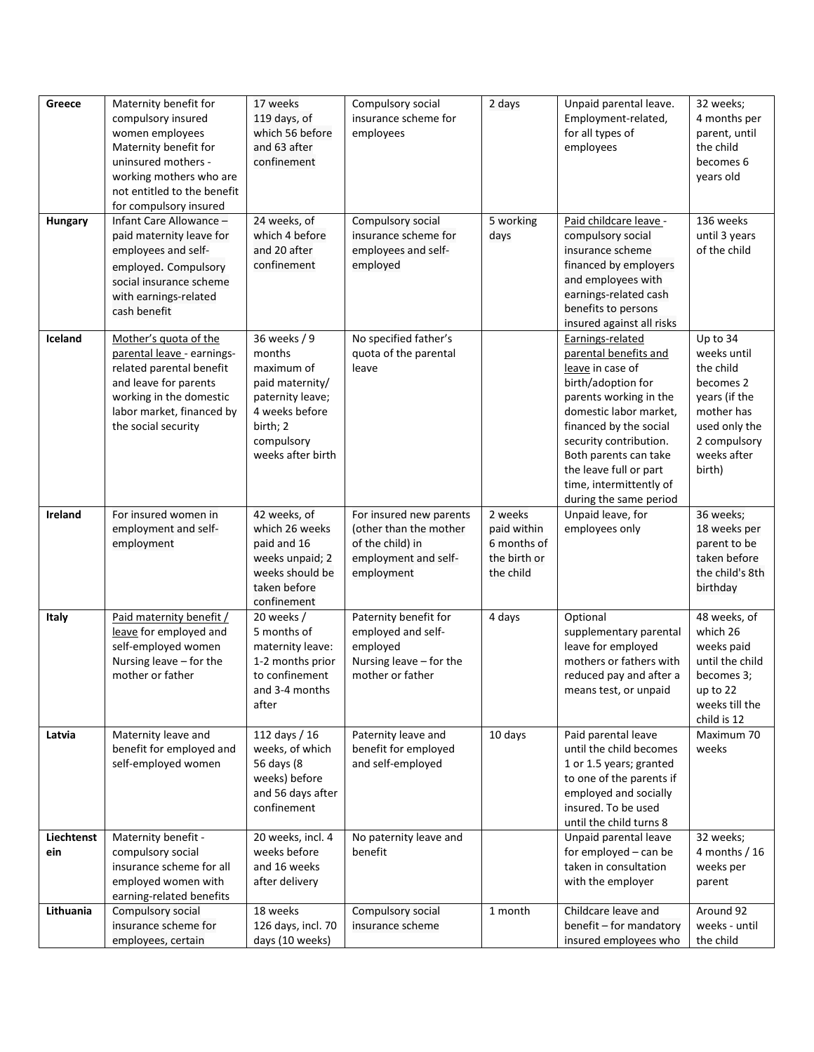| **Greece** | Maternity benefit for compulsory insured women employees Maternity benefit for uninsured mothers - working mothers who are not entitled to the benefit for compulsory insured | 17 weeks 119 days, of which 56 before and 63 after confinement | Compulsory social insurance scheme for employees | 2 days | Unpaid parental leave. Employment-related, for all types of employees | 32 weeks; 4 months per parent, until the child becomes 6 years old |
|---|---|---|---|---|---|---|
| **Hungary** | Infant Care Allowance – paid maternity leave for employees and self-employed. Compulsory social insurance scheme with earnings-related cash benefit | 24 weeks, of which 4 before and 20 after confinement | Compulsory social insurance scheme for employees and self-employed | 5 working days | Paid childcare leave - compulsory social insurance scheme financed by employers and employees with earnings-related cash benefits to persons insured against all risks | 136 weeks until 3 years of the child |
| **Iceland** | Mother's quota of the parental leave - earnings-related parental benefit and leave for parents working in the domestic labor market, financed by the social security | 36 weeks / 9 months maximum of paid maternity/ paternity leave; 4 weeks before birth; 2 compulsory weeks after birth | No specified father's quota of the parental leave | | Earnings-related parental benefits and leave in case of birth/adoption for parents working in the domestic labor market, financed by the social security contribution. Both parents can take the leave full or part time, intermittently of during the same period | Up to 34 weeks until the child becomes 2 years (if the mother has used only the 2 compulsory weeks after birth) |
| **Ireland** | For insured women in employment and self-employment | 42 weeks, of which 26 weeks paid and 16 weeks unpaid; 2 weeks should be taken before confinement | For insured new parents (other than the mother of the child) in employment and self-employment | 2 weeks paid within 6 months of the birth or the child | Unpaid leave, for employees only | 36 weeks; 18 weeks per parent to be taken before the child's 8th birthday |
| **Italy** | Paid maternity benefit / leave for employed and self-employed women Nursing leave – for the mother or father | 20 weeks / 5 months of maternity leave: 1-2 months prior to confinement and 3-4 months after | Paternity benefit for employed and self-employed Nursing leave – for the mother or father | 4 days | Optional supplementary parental leave for employed mothers or fathers with reduced pay and after a means test, or unpaid | 48 weeks, of which 26 weeks paid until the child becomes 3; up to 22 weeks till the child is 12 |
| **Latvia** | Maternity leave and benefit for employed and self-employed women | 112 days / 16 weeks, of which 56 days (8 weeks) before and 56 days after confinement | Paternity leave and benefit for employed and self-employed | 10 days | Paid parental leave until the child becomes 1 or 1.5 years; granted to one of the parents if employed and socially insured. To be used until the child turns 8 | Maximum 70 weeks |
| **Liechtenstein** | Maternity benefit - compulsory social insurance scheme for all employed women with earning-related benefits | 20 weeks, incl. 4 weeks before and 16 weeks after delivery | No paternity leave and benefit | | Unpaid parental leave for employed – can be taken in consultation with the employer | 32 weeks; 4 months / 16 weeks per parent |
| **Lithuania** | Compulsory social insurance scheme for employees, certain | 18 weeks 126 days, incl. 70 days (10 weeks) | Compulsory social insurance scheme | 1 month | Childcare leave and benefit – for mandatory insured employees who | Around 92 weeks - until the child |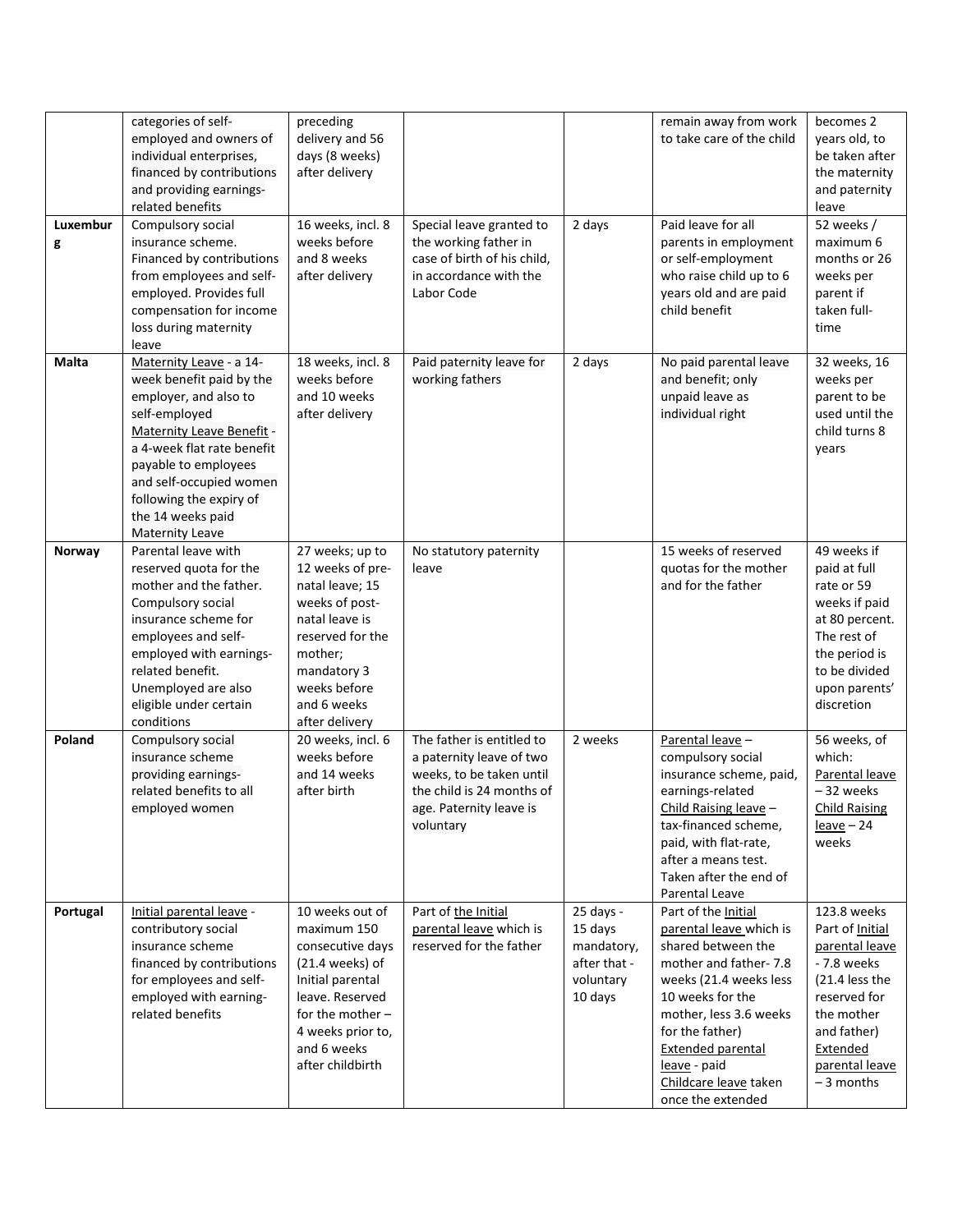| | categories of self-employed and owners of individual enterprises, financed by contributions and providing earnings-related benefits | preceding delivery and 56 days (8 weeks) after delivery | | | remain away from work to take care of the child | becomes 2 years old, to be taken after the maternity and paternity leave |
|---|---|---|---|---|---|---|
| **Luxemburg** | Compulsory social insurance scheme. Financed by contributions from employees and self-employed. Provides full compensation for income loss during maternity leave | 16 weeks, incl. 8 weeks before and 8 weeks after delivery | Special leave granted to the working father in case of birth of his child, in accordance with the Labor Code | 2 days | Paid leave for all parents in employment or self-employment who raise child up to 6 years old and are paid child benefit | 52 weeks / maximum 6 months or 26 weeks per parent if taken full-time |
| **Malta** | Maternity Leave - a 14-week benefit paid by the employer, and also to self-employed Maternity Leave Benefit - a 4-week flat rate benefit payable to employees and self-occupied women following the expiry of the 14 weeks paid Maternity Leave | 18 weeks, incl. 8 weeks before and 10 weeks after delivery | Paid paternity leave for working fathers | 2 days | No paid parental leave and benefit; only unpaid leave as individual right | 32 weeks, 16 weeks per parent to be used until the child turns 8 years |
| **Norway** | Parental leave with reserved quota for the mother and the father. Compulsory social insurance scheme for employees and self-employed with earnings-related benefit. Unemployed are also eligible under certain conditions | 27 weeks; up to 12 weeks of pre-natal leave; 15 weeks of post-natal leave is reserved for the mother; mandatory 3 weeks before and 6 weeks after delivery | No statutory paternity leave | | 15 weeks of reserved quotas for the mother and for the father | 49 weeks if paid at full rate or 59 weeks if paid at 80 percent. The rest of the period is to be divided upon parents' discretion |
| **Poland** | Compulsory social insurance scheme providing earnings-related benefits to all employed women | 20 weeks, incl. 6 weeks before and 14 weeks after birth | The father is entitled to a paternity leave of two weeks, to be taken until the child is 24 months of age. Paternity leave is voluntary | 2 weeks | Parental leave – compulsory social insurance scheme, paid, earnings-related Child Raising leave – tax-financed scheme, paid, with flat-rate, after a means test. Taken after the end of Parental Leave | 56 weeks, of which: Parental leave – 32 weeks Child Raising leave – 24 weeks |
| **Portugal** | Initial parental leave - contributory social insurance scheme financed by contributions for employees and self-employed with earning-related benefits | 10 weeks out of maximum 150 consecutive days (21.4 weeks) of Initial parental leave. Reserved for the mother – 4 weeks prior to, and 6 weeks after childbirth | Part of the Initial parental leave which is reserved for the father | 25 days - 15 days mandatory, after that - voluntary 10 days | Part of the Initial parental leave which is shared between the mother and father- 7.8 weeks (21.4 weeks less 10 weeks for the mother, less 3.6 weeks for the father) Extended parental leave - paid Childcare leave taken once the extended | 123.8 weeks Part of Initial parental leave - 7.8 weeks (21.4 less the reserved for the mother and father) Extended parental leave – 3 months |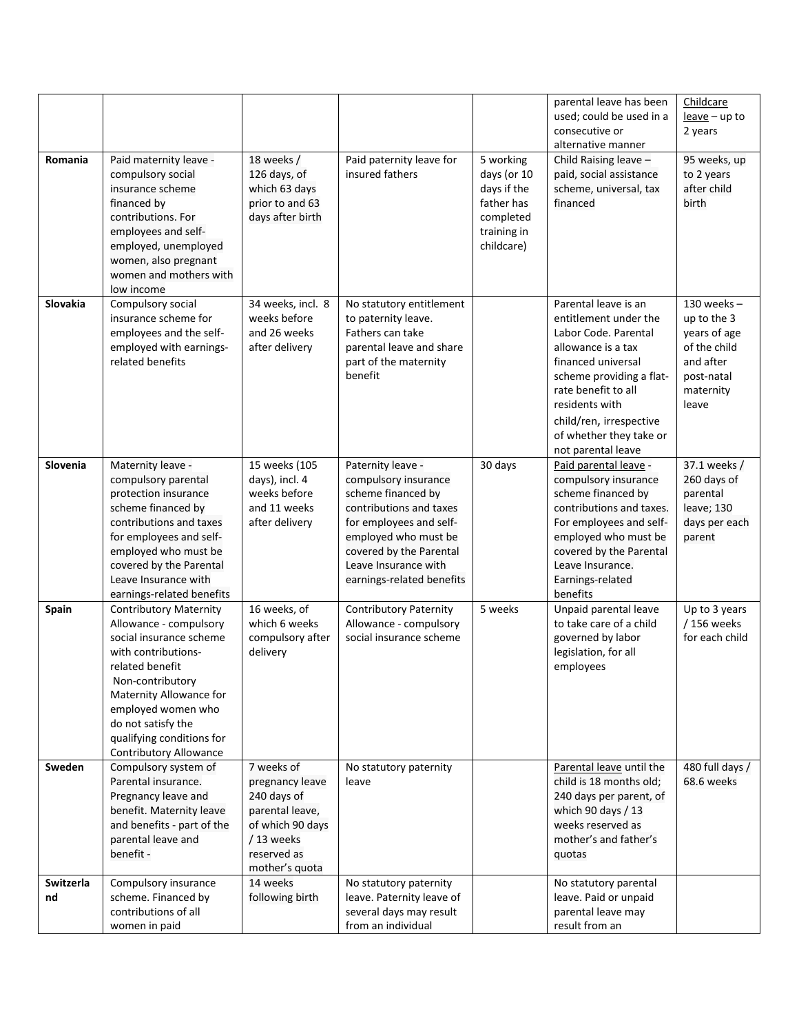|  |  |  |  |  | parental leave has been used; could be used in a consecutive or alternative manner | Childcare leave – up to 2 years |
|---|---|---|---|---|---|---|
| **Romania** | Paid maternity leave - compulsory social insurance scheme financed by contributions. For employees and self-employed, unemployed women, also pregnant women and mothers with low income | 18 weeks / 126 days, of which 63 days prior to and 63 days after birth | Paid paternity leave for insured fathers | 5 working days (or 10 days if the father has completed training in childcare) | Child Raising leave – paid, social assistance scheme, universal, tax financed | 95 weeks, up to 2 years after child birth |
| **Slovakia** | Compulsory social insurance scheme for employees and the self-employed with earnings-related benefits | 34 weeks, incl. 8 weeks before and 26 weeks after delivery | No statutory entitlement to paternity leave. Fathers can take parental leave and share part of the maternity benefit |  | Parental leave is an entitlement under the Labor Code. Parental allowance is a tax financed universal scheme providing a flat-rate benefit to all residents with child/ren, irrespective of whether they take or not parental leave | 130 weeks – up to the 3 years of age of the child and after post-natal maternity leave |
| **Slovenia** | Maternity leave - compulsory parental protection insurance scheme financed by contributions and taxes for employees and self-employed who must be covered by the Parental Leave Insurance with earnings-related benefits | 15 weeks (105 days), incl. 4 weeks before and 11 weeks after delivery | Paternity leave - compulsory insurance scheme financed by contributions and taxes for employees and self-employed who must be covered by the Parental Leave Insurance with earnings-related benefits | 30 days | Paid parental leave - compulsory insurance scheme financed by contributions and taxes. For employees and self-employed who must be covered by the Parental Leave Insurance. Earnings-related benefits | 37.1 weeks / 260 days of parental leave; 130 days per each parent |
| **Spain** | Contributory Maternity Allowance - compulsory social insurance scheme with contributions-related benefit<br>Non-contributory Maternity Allowance for employed women who do not satisfy the qualifying conditions for Contributory Allowance | 16 weeks, of which 6 weeks compulsory after delivery | Contributory Paternity Allowance - compulsory social insurance scheme | 5 weeks | Unpaid parental leave to take care of a child governed by labor legislation, for all employees | Up to 3 years / 156 weeks for each child |
| **Sweden** | Compulsory system of Parental insurance. Pregnancy leave and benefit. Maternity leave and benefits - part of the parental leave and benefit - | 7 weeks of pregnancy leave 240 days of parental leave, of which 90 days / 13 weeks reserved as mother's quota | No statutory paternity leave |  | Parental leave until the child is 18 months old; 240 days per parent, of which 90 days / 13 weeks reserved as mother's and father's quotas | 480 full days / 68.6 weeks |
| **Switzerland** | Compulsory insurance scheme. Financed by contributions of all women in paid | 14 weeks following birth | No statutory paternity leave. Paternity leave of several days may result from an individual |  | No statutory parental leave. Paid or unpaid parental leave may result from an |  |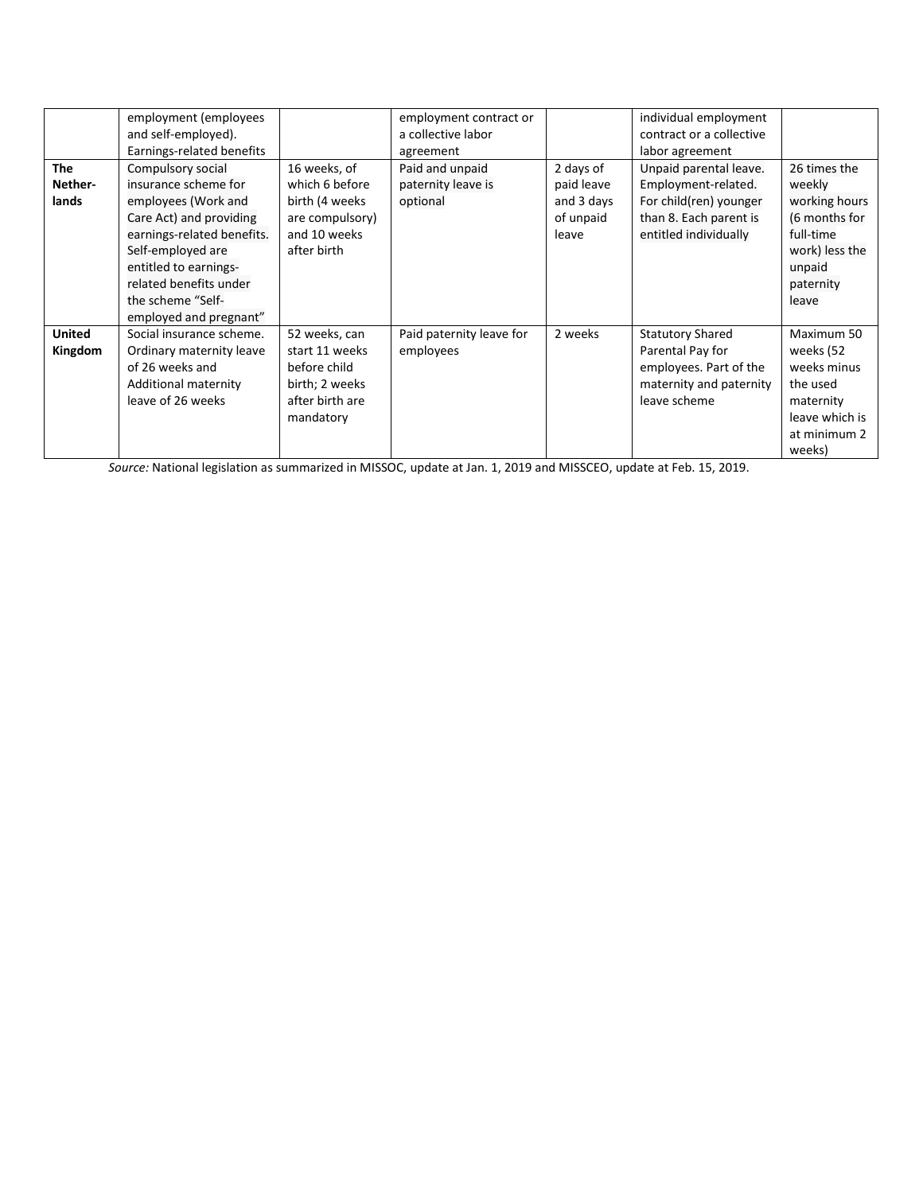| | | | | | | |
|---|---|---|---|---|---|---|
| | employment (employees and self-employed). Earnings-related benefits | | employment contract or a collective labor agreement | | individual employment contract or a collective labor agreement | |
| **The Nether-lands** | Compulsory social insurance scheme for employees (Work and Care Act) and providing earnings-related benefits. Self-employed are entitled to earnings-related benefits under the scheme "Self-employed and pregnant" | 16 weeks, of which 6 before birth (4 weeks are compulsory) and 10 weeks after birth | Paid and unpaid paternity leave is optional | 2 days of paid leave and 3 days of unpaid leave | Unpaid parental leave. Employment-related. For child(ren) younger than 8. Each parent is entitled individually | 26 times the weekly working hours (6 months for full-time work) less the unpaid paternity leave |
| **United Kingdom** | Social insurance scheme. Ordinary maternity leave of 26 weeks and Additional maternity leave of 26 weeks | 52 weeks, can start 11 weeks before child birth; 2 weeks after birth are mandatory | Paid paternity leave for employees | 2 weeks | Statutory Shared Parental Pay for employees. Part of the maternity and paternity leave scheme | Maximum 50 weeks (52 weeks minus the used maternity leave which is at minimum 2 weeks) |

*Source:* National legislation as summarized in MISSOC, update at Jan. 1, 2019 and MISSCEO, update at Feb. 15, 2019.